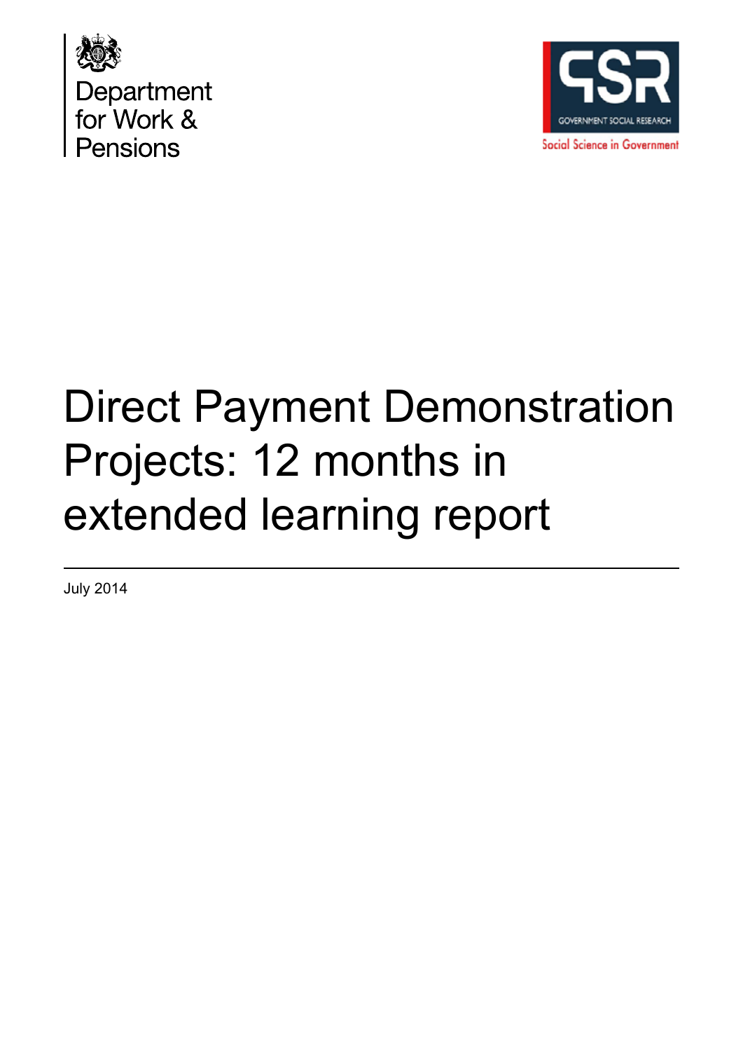Department for Work & Pensions

GSR
GOVERNMENT SOCIAL RESEARCH
Social Science in Government

# Direct Payment Demonstration Projects: 12 months in extended learning report

July 2014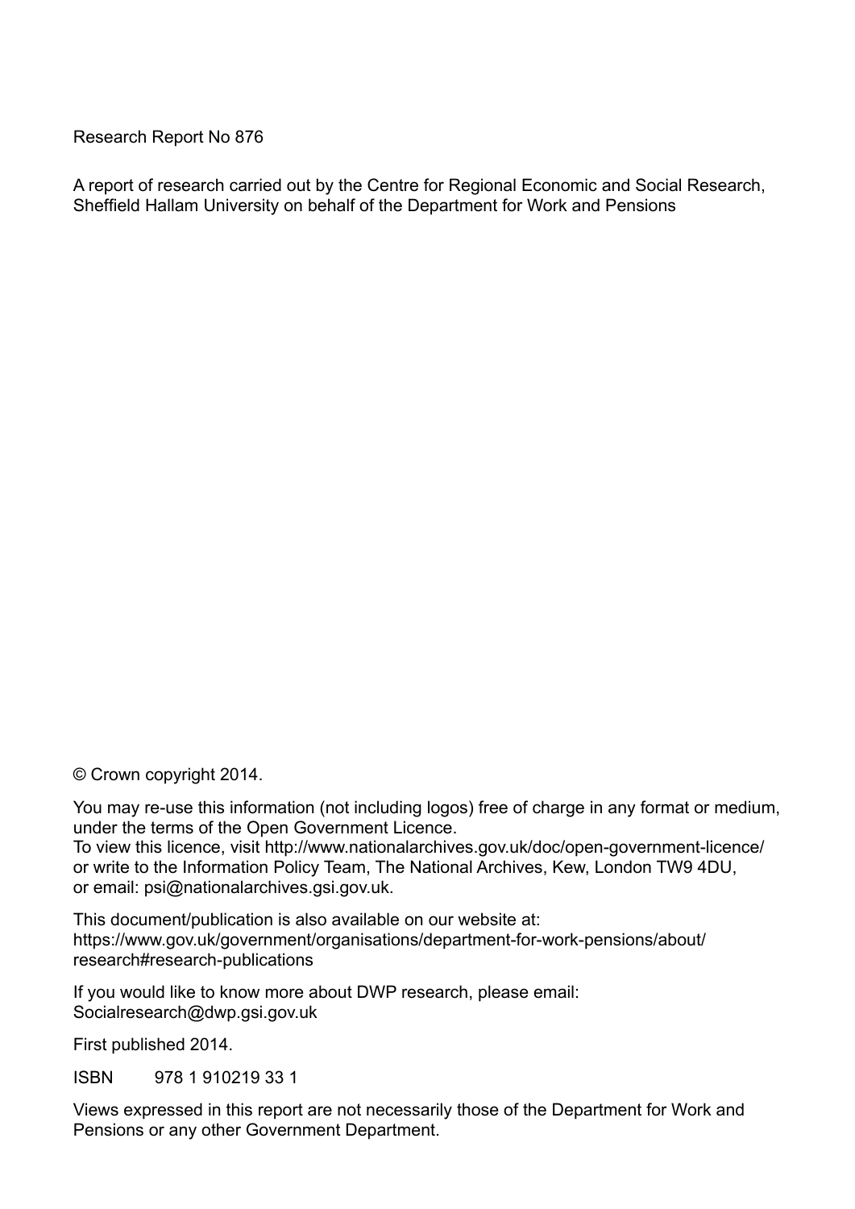Research Report No 876

A report of research carried out by the Centre for Regional Economic and Social Research, Sheffield Hallam University on behalf of the Department for Work and Pensions

© Crown copyright 2014.

You may re-use this information (not including logos) free of charge in any format or medium, under the terms of the Open Government Licence.
To view this licence, visit http://www.nationalarchives.gov.uk/doc/open-government-licence/ or write to the Information Policy Team, The National Archives, Kew, London TW9 4DU, or email: psi@nationalarchives.gsi.gov.uk.

This document/publication is also available on our website at:
https://www.gov.uk/government/organisations/department-for-work-pensions/about/research#research-publications

If you would like to know more about DWP research, please email:
Socialresearch@dwp.gsi.gov.uk

First published 2014.

ISBN 978 1 910219 33 1

Views expressed in this report are not necessarily those of the Department for Work and Pensions or any other Government Department.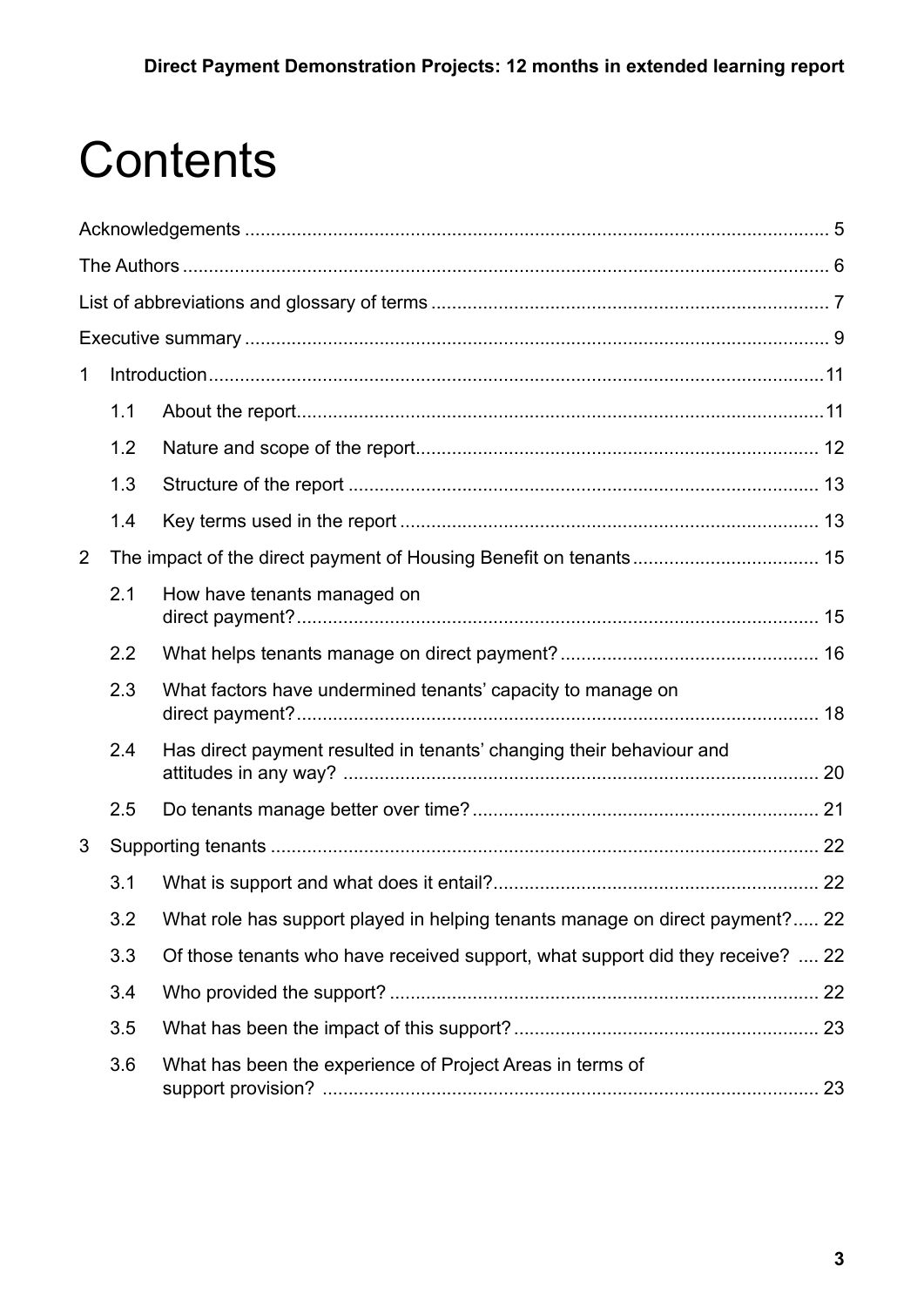# Contents

Acknowledgements ... 5

The Authors ... 6

List of abbreviations and glossary of terms ... 7

Executive summary ... 9

1 Introduction ... 11

- 1.1 About the report ... 11
- 1.2 Nature and scope of the report ... 12
- 1.3 Structure of the report ... 13
- 1.4 Key terms used in the report ... 13

2 The impact of the direct payment of Housing Benefit on tenants ... 15

- 2.1 How have tenants managed on direct payment? ... 15
- 2.2 What helps tenants manage on direct payment? ... 16
- 2.3 What factors have undermined tenants' capacity to manage on direct payment? ... 18
- 2.4 Has direct payment resulted in tenants' changing their behaviour and attitudes in any way? ... 20
- 2.5 Do tenants manage better over time? ... 21

3 Supporting tenants ... 22

- 3.1 What is support and what does it entail? ... 22
- 3.2 What role has support played in helping tenants manage on direct payment? ... 22
- 3.3 Of those tenants who have received support, what support did they receive? ... 22
- 3.4 Who provided the support? ... 22
- 3.5 What has been the impact of this support? ... 23
- 3.6 What has been the experience of Project Areas in terms of support provision? ... 23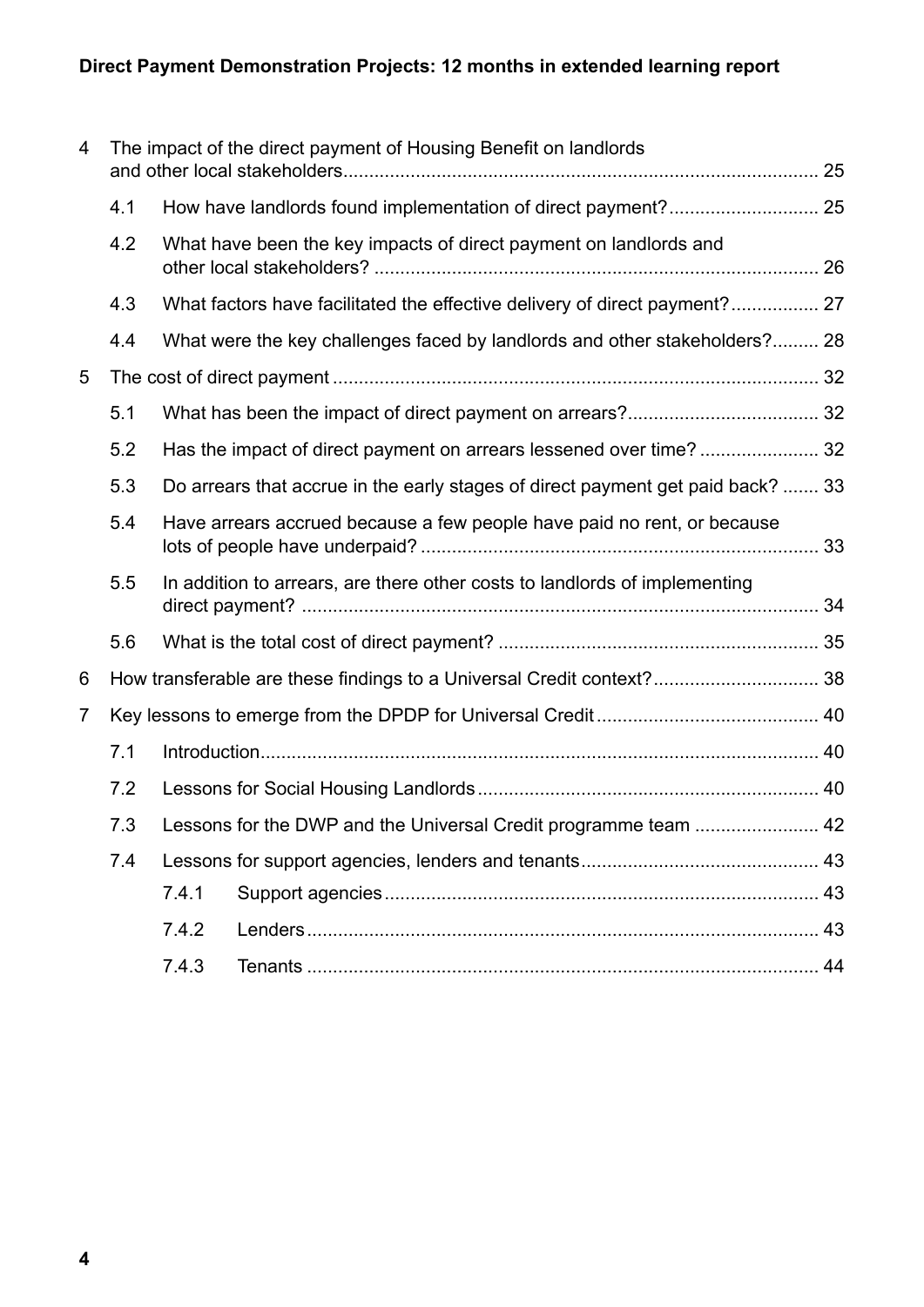4 The impact of the direct payment of Housing Benefit on landlords and other local stakeholders .......... 25

  4.1 How have landlords found implementation of direct payment? .......... 25

  4.2 What have been the key impacts of direct payment on landlords and other local stakeholders? .......... 26

  4.3 What factors have facilitated the effective delivery of direct payment? .......... 27

  4.4 What were the key challenges faced by landlords and other stakeholders? .......... 28

5 The cost of direct payment .......... 32

  5.1 What has been the impact of direct payment on arrears? .......... 32

  5.2 Has the impact of direct payment on arrears lessened over time? .......... 32

  5.3 Do arrears that accrue in the early stages of direct payment get paid back? .......... 33

  5.4 Have arrears accrued because a few people have paid no rent, or because lots of people have underpaid? .......... 33

  5.5 In addition to arrears, are there other costs to landlords of implementing direct payment? .......... 34

  5.6 What is the total cost of direct payment? .......... 35

6 How transferable are these findings to a Universal Credit context? .......... 38

7 Key lessons to emerge from the DPDP for Universal Credit .......... 40

  7.1 Introduction .......... 40

  7.2 Lessons for Social Housing Landlords .......... 40

  7.3 Lessons for the DWP and the Universal Credit programme team .......... 42

  7.4 Lessons for support agencies, lenders and tenants .......... 43

    7.4.1 Support agencies .......... 43

    7.4.2 Lenders .......... 43

    7.4.3 Tenants .......... 44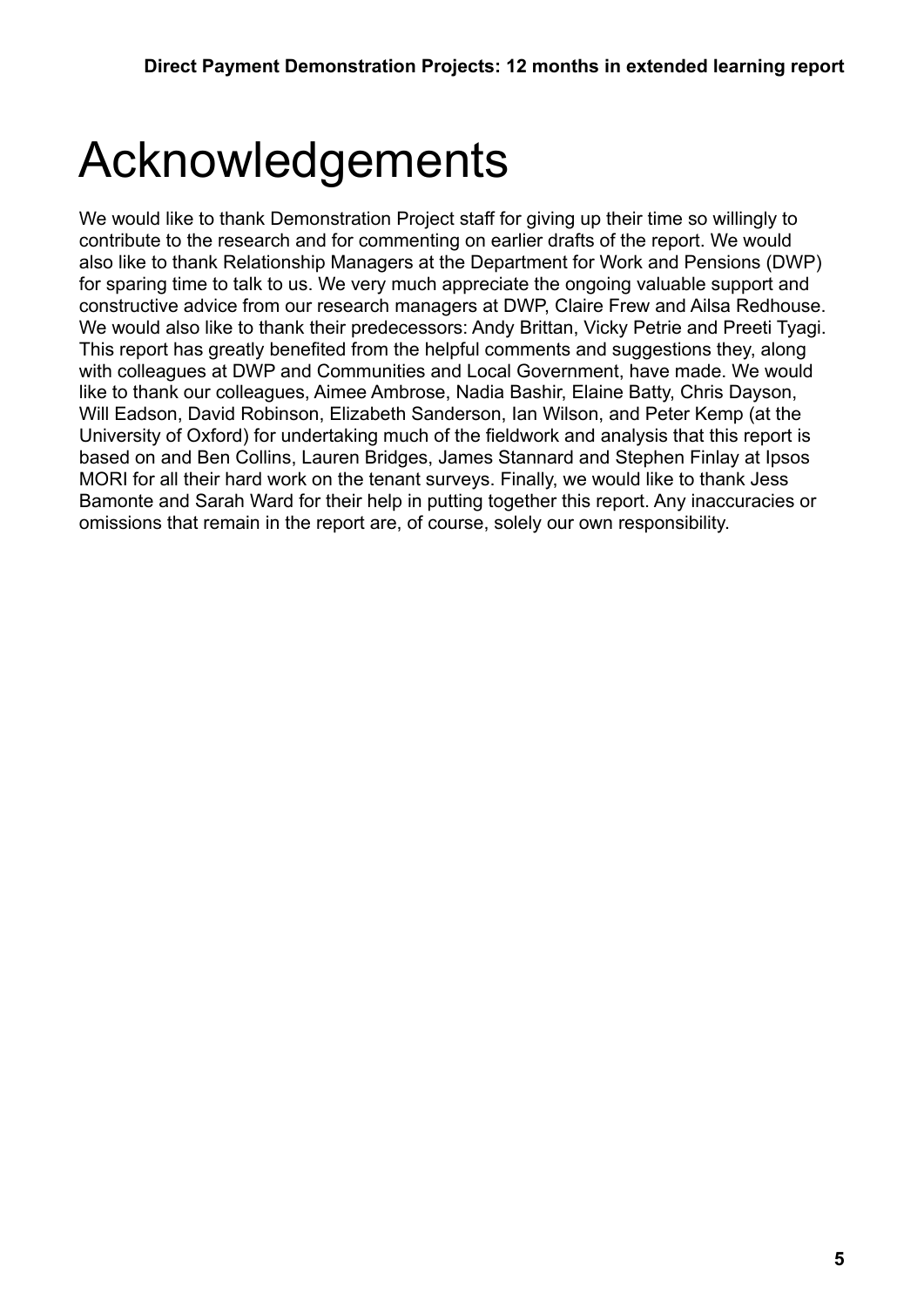# Acknowledgements

We would like to thank Demonstration Project staff for giving up their time so willingly to contribute to the research and for commenting on earlier drafts of the report. We would also like to thank Relationship Managers at the Department for Work and Pensions (DWP) for sparing time to talk to us. We very much appreciate the ongoing valuable support and constructive advice from our research managers at DWP, Claire Frew and Ailsa Redhouse. We would also like to thank their predecessors: Andy Brittan, Vicky Petrie and Preeti Tyagi. This report has greatly benefited from the helpful comments and suggestions they, along with colleagues at DWP and Communities and Local Government, have made. We would like to thank our colleagues, Aimee Ambrose, Nadia Bashir, Elaine Batty, Chris Dayson, Will Eadson, David Robinson, Elizabeth Sanderson, Ian Wilson, and Peter Kemp (at the University of Oxford) for undertaking much of the fieldwork and analysis that this report is based on and Ben Collins, Lauren Bridges, James Stannard and Stephen Finlay at Ipsos MORI for all their hard work on the tenant surveys. Finally, we would like to thank Jess Bamonte and Sarah Ward for their help in putting together this report. Any inaccuracies or omissions that remain in the report are, of course, solely our own responsibility.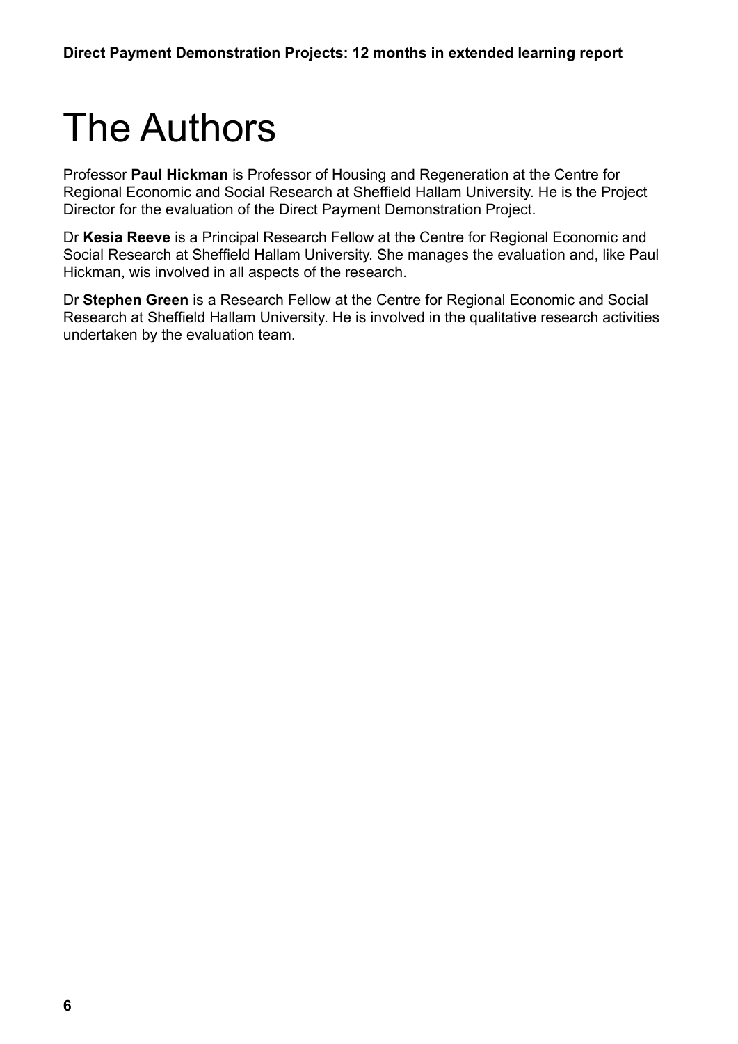# The Authors

Professor **Paul Hickman** is Professor of Housing and Regeneration at the Centre for Regional Economic and Social Research at Sheffield Hallam University. He is the Project Director for the evaluation of the Direct Payment Demonstration Project.

Dr **Kesia Reeve** is a Principal Research Fellow at the Centre for Regional Economic and Social Research at Sheffield Hallam University. She manages the evaluation and, like Paul Hickman, wis involved in all aspects of the research.

Dr **Stephen Green** is a Research Fellow at the Centre for Regional Economic and Social Research at Sheffield Hallam University. He is involved in the qualitative research activities undertaken by the evaluation team.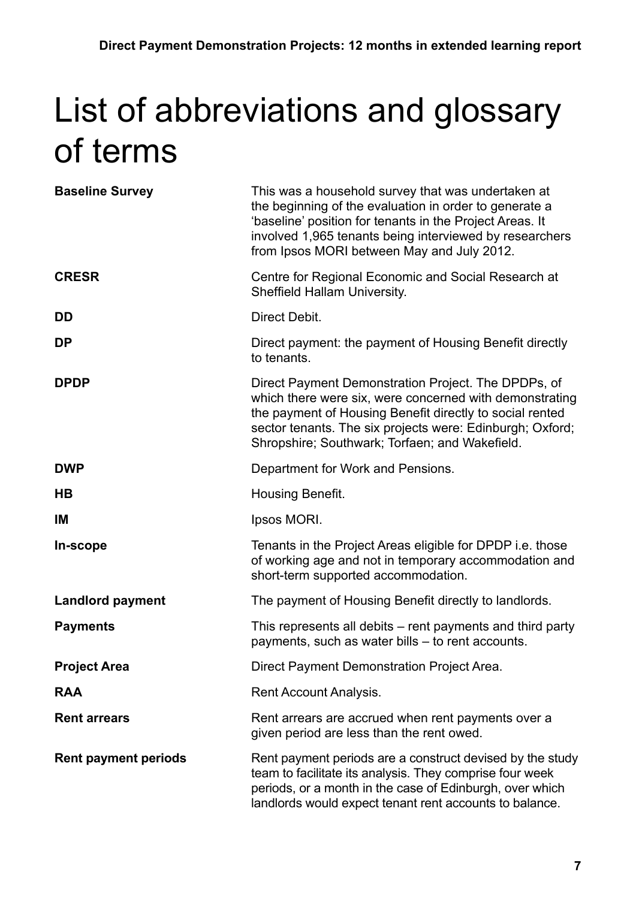# List of abbreviations and glossary of terms

| | |
|---|---|
| **Baseline Survey** | This was a household survey that was undertaken at the beginning of the evaluation in order to generate a 'baseline' position for tenants in the Project Areas. It involved 1,965 tenants being interviewed by researchers from Ipsos MORI between May and July 2012. |
| **CRESR** | Centre for Regional Economic and Social Research at Sheffield Hallam University. |
| **DD** | Direct Debit. |
| **DP** | Direct payment: the payment of Housing Benefit directly to tenants. |
| **DPDP** | Direct Payment Demonstration Project. The DPDPs, of which there were six, were concerned with demonstrating the payment of Housing Benefit directly to social rented sector tenants. The six projects were: Edinburgh; Oxford; Shropshire; Southwark; Torfaen; and Wakefield. |
| **DWP** | Department for Work and Pensions. |
| **HB** | Housing Benefit. |
| **IM** | Ipsos MORI. |
| **In-scope** | Tenants in the Project Areas eligible for DPDP i.e. those of working age and not in temporary accommodation and short-term supported accommodation. |
| **Landlord payment** | The payment of Housing Benefit directly to landlords. |
| **Payments** | This represents all debits – rent payments and third party payments, such as water bills – to rent accounts. |
| **Project Area** | Direct Payment Demonstration Project Area. |
| **RAA** | Rent Account Analysis. |
| **Rent arrears** | Rent arrears are accrued when rent payments over a given period are less than the rent owed. |
| **Rent payment periods** | Rent payment periods are a construct devised by the study team to facilitate its analysis. They comprise four week periods, or a month in the case of Edinburgh, over which landlords would expect tenant rent accounts to balance. |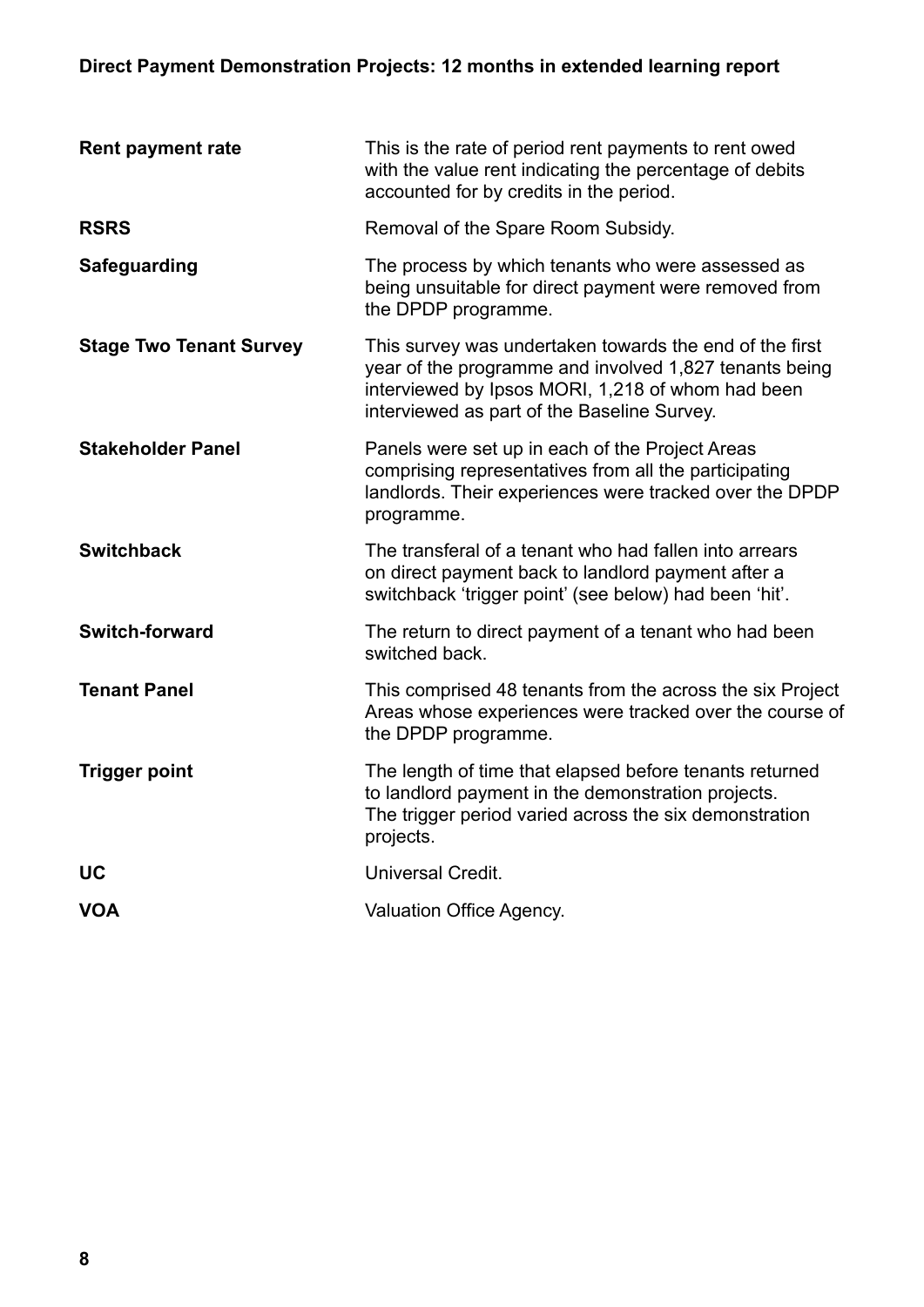| | |
|---|---|
| **Rent payment rate** | This is the rate of period rent payments to rent owed with the value rent indicating the percentage of debits accounted for by credits in the period. |
| **RSRS** | Removal of the Spare Room Subsidy. |
| **Safeguarding** | The process by which tenants who were assessed as being unsuitable for direct payment were removed from the DPDP programme. |
| **Stage Two Tenant Survey** | This survey was undertaken towards the end of the first year of the programme and involved 1,827 tenants being interviewed by Ipsos MORI, 1,218 of whom had been interviewed as part of the Baseline Survey. |
| **Stakeholder Panel** | Panels were set up in each of the Project Areas comprising representatives from all the participating landlords. Their experiences were tracked over the DPDP programme. |
| **Switchback** | The transferal of a tenant who had fallen into arrears on direct payment back to landlord payment after a switchback 'trigger point' (see below) had been 'hit'. |
| **Switch-forward** | The return to direct payment of a tenant who had been switched back. |
| **Tenant Panel** | This comprised 48 tenants from the across the six Project Areas whose experiences were tracked over the course of the DPDP programme. |
| **Trigger point** | The length of time that elapsed before tenants returned to landlord payment in the demonstration projects. The trigger period varied across the six demonstration projects. |
| **UC** | Universal Credit. |
| **VOA** | Valuation Office Agency. |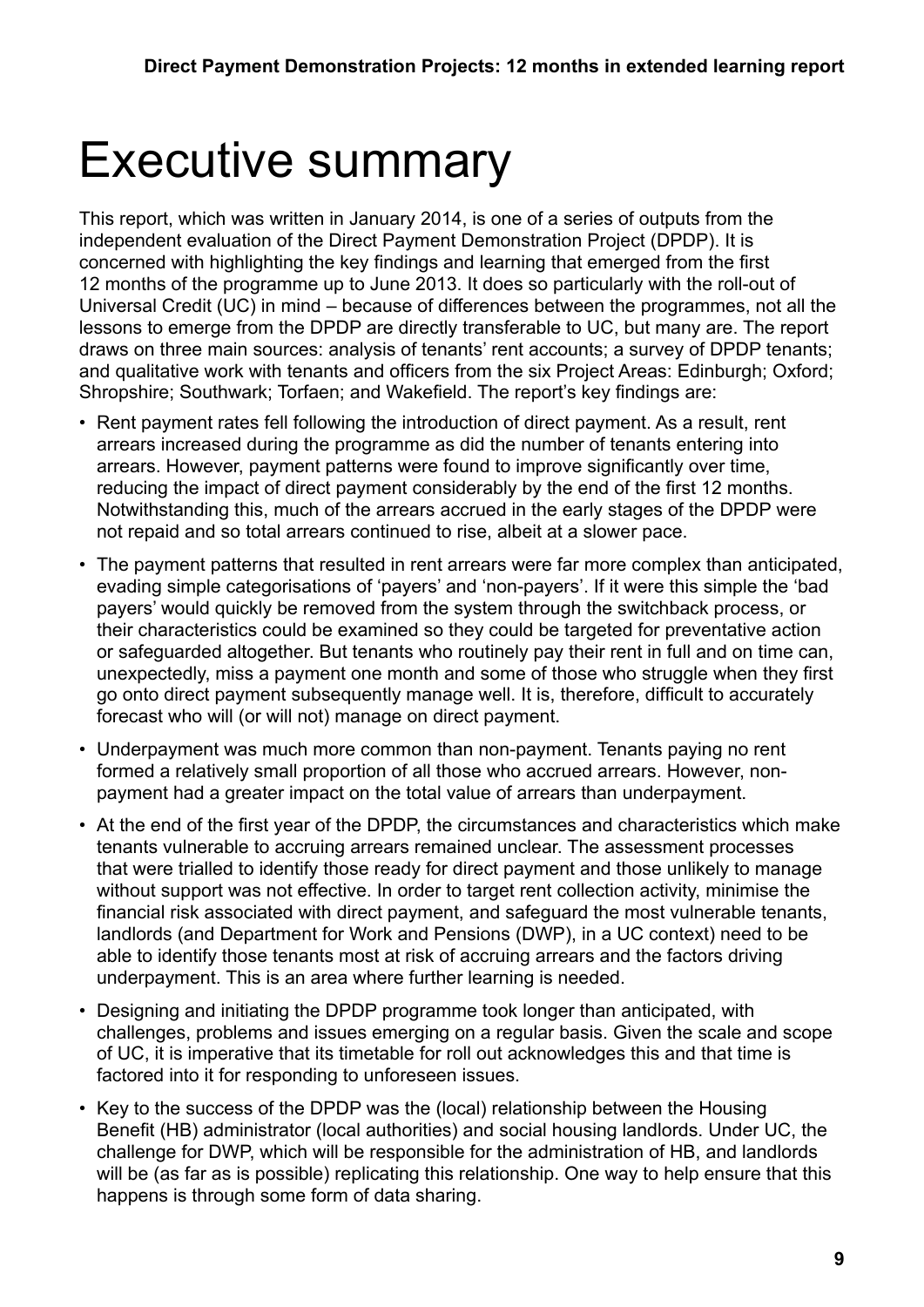# Executive summary

This report, which was written in January 2014, is one of a series of outputs from the independent evaluation of the Direct Payment Demonstration Project (DPDP). It is concerned with highlighting the key findings and learning that emerged from the first 12 months of the programme up to June 2013. It does so particularly with the roll-out of Universal Credit (UC) in mind – because of differences between the programmes, not all the lessons to emerge from the DPDP are directly transferable to UC, but many are. The report draws on three main sources: analysis of tenants' rent accounts; a survey of DPDP tenants; and qualitative work with tenants and officers from the six Project Areas: Edinburgh; Oxford; Shropshire; Southwark; Torfaen; and Wakefield. The report's key findings are:

- Rent payment rates fell following the introduction of direct payment. As a result, rent arrears increased during the programme as did the number of tenants entering into arrears. However, payment patterns were found to improve significantly over time, reducing the impact of direct payment considerably by the end of the first 12 months. Notwithstanding this, much of the arrears accrued in the early stages of the DPDP were not repaid and so total arrears continued to rise, albeit at a slower pace.
- The payment patterns that resulted in rent arrears were far more complex than anticipated, evading simple categorisations of 'payers' and 'non-payers'. If it were this simple the 'bad payers' would quickly be removed from the system through the switchback process, or their characteristics could be examined so they could be targeted for preventative action or safeguarded altogether. But tenants who routinely pay their rent in full and on time can, unexpectedly, miss a payment one month and some of those who struggle when they first go onto direct payment subsequently manage well. It is, therefore, difficult to accurately forecast who will (or will not) manage on direct payment.
- Underpayment was much more common than non-payment. Tenants paying no rent formed a relatively small proportion of all those who accrued arrears. However, non-payment had a greater impact on the total value of arrears than underpayment.
- At the end of the first year of the DPDP, the circumstances and characteristics which make tenants vulnerable to accruing arrears remained unclear. The assessment processes that were trialled to identify those ready for direct payment and those unlikely to manage without support was not effective. In order to target rent collection activity, minimise the financial risk associated with direct payment, and safeguard the most vulnerable tenants, landlords (and Department for Work and Pensions (DWP), in a UC context) need to be able to identify those tenants most at risk of accruing arrears and the factors driving underpayment. This is an area where further learning is needed.
- Designing and initiating the DPDP programme took longer than anticipated, with challenges, problems and issues emerging on a regular basis. Given the scale and scope of UC, it is imperative that its timetable for roll out acknowledges this and that time is factored into it for responding to unforeseen issues.
- Key to the success of the DPDP was the (local) relationship between the Housing Benefit (HB) administrator (local authorities) and social housing landlords. Under UC, the challenge for DWP, which will be responsible for the administration of HB, and landlords will be (as far as is possible) replicating this relationship. One way to help ensure that this happens is through some form of data sharing.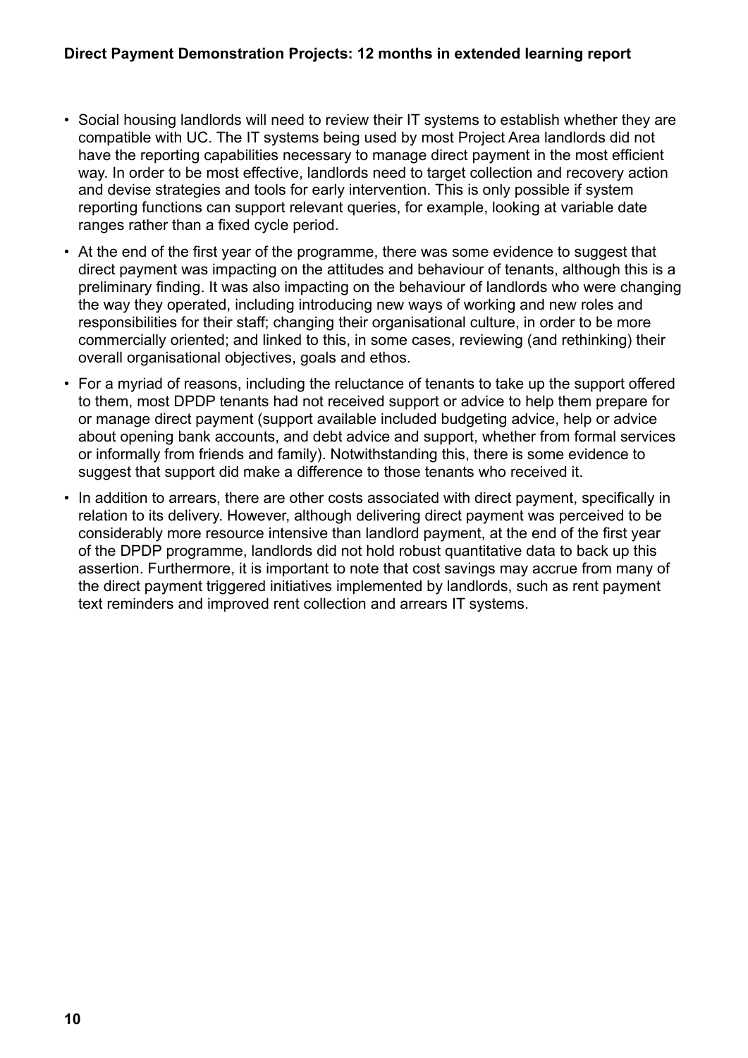- Social housing landlords will need to review their IT systems to establish whether they are compatible with UC. The IT systems being used by most Project Area landlords did not have the reporting capabilities necessary to manage direct payment in the most efficient way. In order to be most effective, landlords need to target collection and recovery action and devise strategies and tools for early intervention. This is only possible if system reporting functions can support relevant queries, for example, looking at variable date ranges rather than a fixed cycle period.
- At the end of the first year of the programme, there was some evidence to suggest that direct payment was impacting on the attitudes and behaviour of tenants, although this is a preliminary finding. It was also impacting on the behaviour of landlords who were changing the way they operated, including introducing new ways of working and new roles and responsibilities for their staff; changing their organisational culture, in order to be more commercially oriented; and linked to this, in some cases, reviewing (and rethinking) their overall organisational objectives, goals and ethos.
- For a myriad of reasons, including the reluctance of tenants to take up the support offered to them, most DPDP tenants had not received support or advice to help them prepare for or manage direct payment (support available included budgeting advice, help or advice about opening bank accounts, and debt advice and support, whether from formal services or informally from friends and family). Notwithstanding this, there is some evidence to suggest that support did make a difference to those tenants who received it.
- In addition to arrears, there are other costs associated with direct payment, specifically in relation to its delivery. However, although delivering direct payment was perceived to be considerably more resource intensive than landlord payment, at the end of the first year of the DPDP programme, landlords did not hold robust quantitative data to back up this assertion. Furthermore, it is important to note that cost savings may accrue from many of the direct payment triggered initiatives implemented by landlords, such as rent payment text reminders and improved rent collection and arrears IT systems.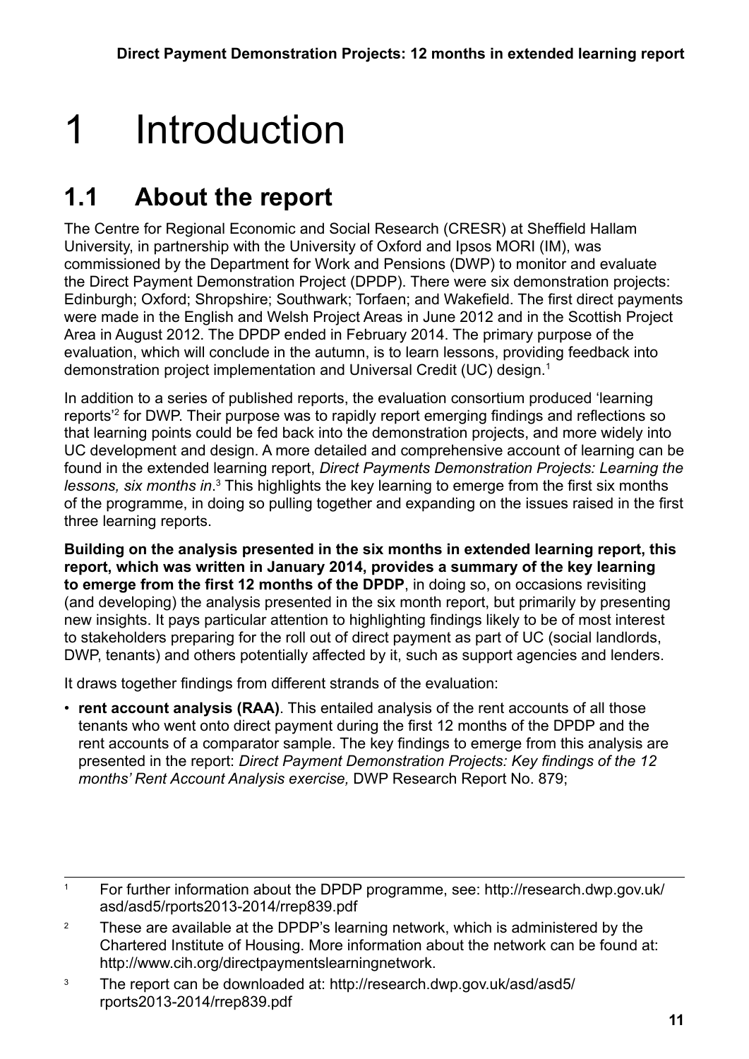# 1 Introduction

## 1.1 About the report

The Centre for Regional Economic and Social Research (CRESR) at Sheffield Hallam University, in partnership with the University of Oxford and Ipsos MORI (IM), was commissioned by the Department for Work and Pensions (DWP) to monitor and evaluate the Direct Payment Demonstration Project (DPDP). There were six demonstration projects: Edinburgh; Oxford; Shropshire; Southwark; Torfaen; and Wakefield. The first direct payments were made in the English and Welsh Project Areas in June 2012 and in the Scottish Project Area in August 2012. The DPDP ended in February 2014. The primary purpose of the evaluation, which will conclude in the autumn, is to learn lessons, providing feedback into demonstration project implementation and Universal Credit (UC) design.[1]

In addition to a series of published reports, the evaluation consortium produced 'learning reports'[2] for DWP. Their purpose was to rapidly report emerging findings and reflections so that learning points could be fed back into the demonstration projects, and more widely into UC development and design. A more detailed and comprehensive account of learning can be found in the extended learning report, *Direct Payments Demonstration Projects: Learning the lessons, six months in*.[3] This highlights the key learning to emerge from the first six months of the programme, in doing so pulling together and expanding on the issues raised in the first three learning reports.

**Building on the analysis presented in the six months in extended learning report, this report, which was written in January 2014, provides a summary of the key learning to emerge from the first 12 months of the DPDP**, in doing so, on occasions revisiting (and developing) the analysis presented in the six month report, but primarily by presenting new insights. It pays particular attention to highlighting findings likely to be of most interest to stakeholders preparing for the roll out of direct payment as part of UC (social landlords, DWP, tenants) and others potentially affected by it, such as support agencies and lenders.

It draws together findings from different strands of the evaluation:

- **rent account analysis (RAA)**. This entailed analysis of the rent accounts of all those tenants who went onto direct payment during the first 12 months of the DPDP and the rent accounts of a comparator sample. The key findings to emerge from this analysis are presented in the report: *Direct Payment Demonstration Projects: Key findings of the 12 months' Rent Account Analysis exercise,* DWP Research Report No. 879;

---

[1] For further information about the DPDP programme, see: http://research.dwp.gov.uk/asd/asd5/rports2013-2014/rrep839.pdf

[2] These are available at the DPDP's learning network, which is administered by the Chartered Institute of Housing. More information about the network can be found at: http://www.cih.org/directpaymentslearningnetwork.

[3] The report can be downloaded at: http://research.dwp.gov.uk/asd/asd5/rports2013-2014/rrep839.pdf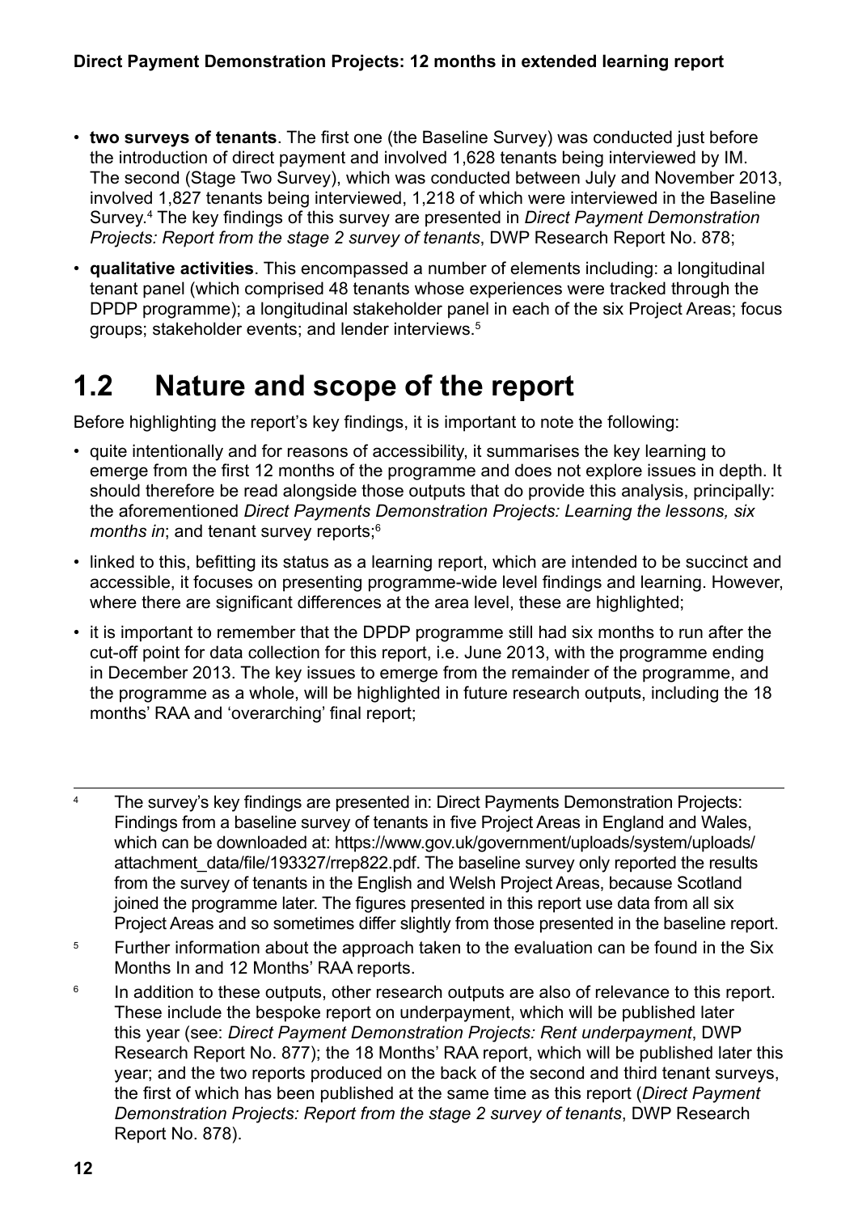- **two surveys of tenants**. The first one (the Baseline Survey) was conducted just before the introduction of direct payment and involved 1,628 tenants being interviewed by IM. The second (Stage Two Survey), which was conducted between July and November 2013, involved 1,827 tenants being interviewed, 1,218 of which were interviewed in the Baseline Survey.[4] The key findings of this survey are presented in *Direct Payment Demonstration Projects: Report from the stage 2 survey of tenants*, DWP Research Report No. 878;
- **qualitative activities**. This encompassed a number of elements including: a longitudinal tenant panel (which comprised 48 tenants whose experiences were tracked through the DPDP programme); a longitudinal stakeholder panel in each of the six Project Areas; focus groups; stakeholder events; and lender interviews.[5]

## 1.2 Nature and scope of the report

Before highlighting the report's key findings, it is important to note the following:

- quite intentionally and for reasons of accessibility, it summarises the key learning to emerge from the first 12 months of the programme and does not explore issues in depth. It should therefore be read alongside those outputs that do provide this analysis, principally: the aforementioned *Direct Payments Demonstration Projects: Learning the lessons, six months in*; and tenant survey reports;[6]
- linked to this, befitting its status as a learning report, which are intended to be succinct and accessible, it focuses on presenting programme-wide level findings and learning. However, where there are significant differences at the area level, these are highlighted;
- it is important to remember that the DPDP programme still had six months to run after the cut-off point for data collection for this report, i.e. June 2013, with the programme ending in December 2013. The key issues to emerge from the remainder of the programme, and the programme as a whole, will be highlighted in future research outputs, including the 18 months' RAA and 'overarching' final report;

---

[4] The survey's key findings are presented in: Direct Payments Demonstration Projects: Findings from a baseline survey of tenants in five Project Areas in England and Wales, which can be downloaded at: https://www.gov.uk/government/uploads/system/uploads/attachment_data/file/193327/rrep822.pdf. The baseline survey only reported the results from the survey of tenants in the English and Welsh Project Areas, because Scotland joined the programme later. The figures presented in this report use data from all six Project Areas and so sometimes differ slightly from those presented in the baseline report.

[5] Further information about the approach taken to the evaluation can be found in the Six Months In and 12 Months' RAA reports.

[6] In addition to these outputs, other research outputs are also of relevance to this report. These include the bespoke report on underpayment, which will be published later this year (see: *Direct Payment Demonstration Projects: Rent underpayment*, DWP Research Report No. 877); the 18 Months' RAA report, which will be published later this year; and the two reports produced on the back of the second and third tenant surveys, the first of which has been published at the same time as this report (*Direct Payment Demonstration Projects: Report from the stage 2 survey of tenants*, DWP Research Report No. 878).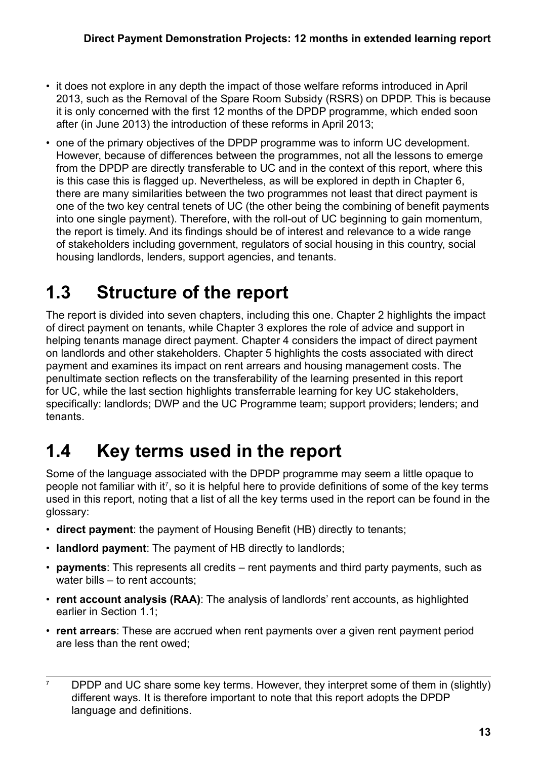- it does not explore in any depth the impact of those welfare reforms introduced in April 2013, such as the Removal of the Spare Room Subsidy (RSRS) on DPDP. This is because it is only concerned with the first 12 months of the DPDP programme, which ended soon after (in June 2013) the introduction of these reforms in April 2013;
- one of the primary objectives of the DPDP programme was to inform UC development. However, because of differences between the programmes, not all the lessons to emerge from the DPDP are directly transferable to UC and in the context of this report, where this is this case this is flagged up. Nevertheless, as will be explored in depth in Chapter 6, there are many similarities between the two programmes not least that direct payment is one of the two key central tenets of UC (the other being the combining of benefit payments into one single payment). Therefore, with the roll-out of UC beginning to gain momentum, the report is timely. And its findings should be of interest and relevance to a wide range of stakeholders including government, regulators of social housing in this country, social housing landlords, lenders, support agencies, and tenants.

## 1.3 Structure of the report

The report is divided into seven chapters, including this one. Chapter 2 highlights the impact of direct payment on tenants, while Chapter 3 explores the role of advice and support in helping tenants manage direct payment. Chapter 4 considers the impact of direct payment on landlords and other stakeholders. Chapter 5 highlights the costs associated with direct payment and examines its impact on rent arrears and housing management costs. The penultimate section reflects on the transferability of the learning presented in this report for UC, while the last section highlights transferrable learning for key UC stakeholders, specifically: landlords; DWP and the UC Programme team; support providers; lenders; and tenants.

## 1.4 Key terms used in the report

Some of the language associated with the DPDP programme may seem a little opaque to people not familiar with it[7], so it is helpful here to provide definitions of some of the key terms used in this report, noting that a list of all the key terms used in the report can be found in the glossary:

- **direct payment**: the payment of Housing Benefit (HB) directly to tenants;
- **landlord payment**: The payment of HB directly to landlords;
- **payments**: This represents all credits – rent payments and third party payments, such as water bills – to rent accounts;
- **rent account analysis (RAA)**: The analysis of landlords' rent accounts, as highlighted earlier in Section 1.1;
- **rent arrears**: These are accrued when rent payments over a given rent payment period are less than the rent owed;

[7] DPDP and UC share some key terms. However, they interpret some of them in (slightly) different ways. It is therefore important to note that this report adopts the DPDP language and definitions.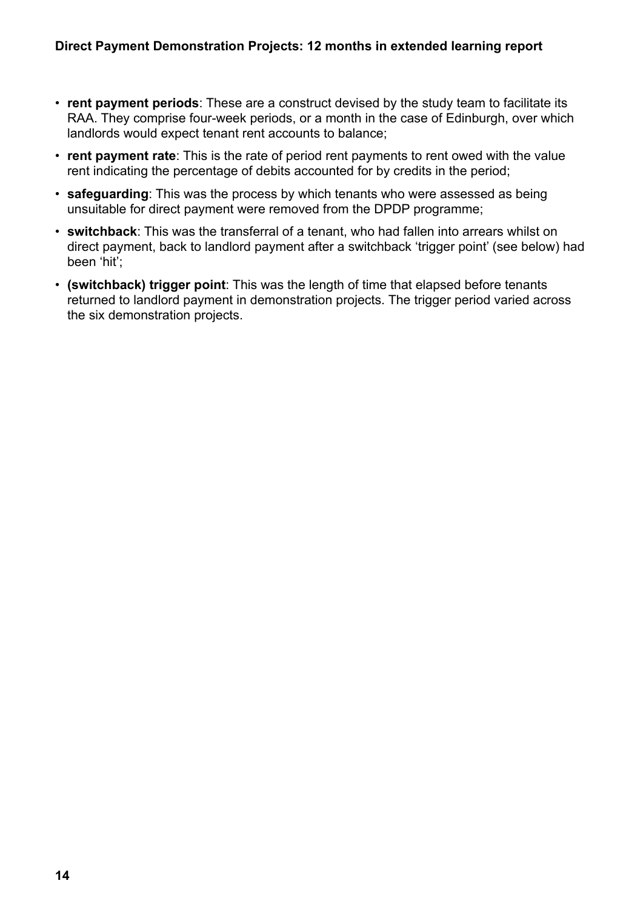- **rent payment periods**: These are a construct devised by the study team to facilitate its RAA. They comprise four-week periods, or a month in the case of Edinburgh, over which landlords would expect tenant rent accounts to balance;
- **rent payment rate**: This is the rate of period rent payments to rent owed with the value rent indicating the percentage of debits accounted for by credits in the period;
- **safeguarding**: This was the process by which tenants who were assessed as being unsuitable for direct payment were removed from the DPDP programme;
- **switchback**: This was the transferral of a tenant, who had fallen into arrears whilst on direct payment, back to landlord payment after a switchback 'trigger point' (see below) had been 'hit';
- **(switchback) trigger point**: This was the length of time that elapsed before tenants returned to landlord payment in demonstration projects. The trigger period varied across the six demonstration projects.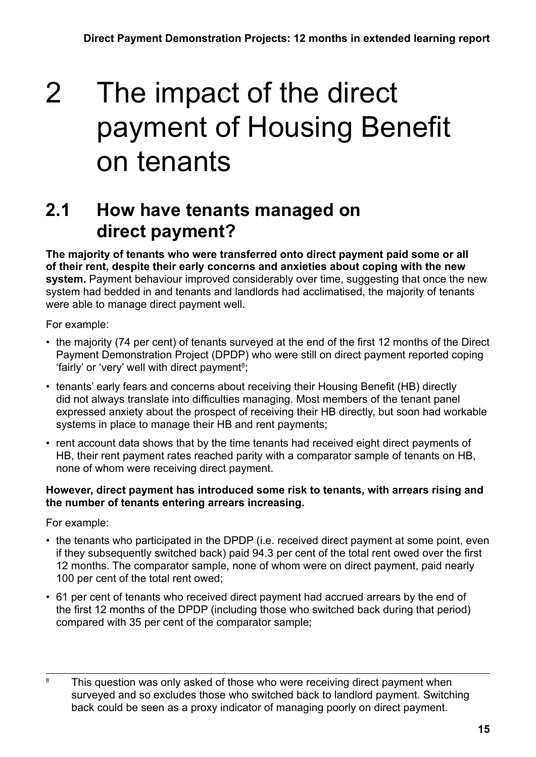# 2 The impact of the direct payment of Housing Benefit on tenants

## 2.1 How have tenants managed on direct payment?

**The majority of tenants who were transferred onto direct payment paid some or all of their rent, despite their early concerns and anxieties about coping with the new system.** Payment behaviour improved considerably over time, suggesting that once the new system had bedded in and tenants and landlords had acclimatised, the majority of tenants were able to manage direct payment well.

For example:

- the majority (74 per cent) of tenants surveyed at the end of the first 12 months of the Direct Payment Demonstration Project (DPDP) who were still on direct payment reported coping 'fairly' or 'very' well with direct payment[8];
- tenants' early fears and concerns about receiving their Housing Benefit (HB) directly did not always translate into difficulties managing. Most members of the tenant panel expressed anxiety about the prospect of receiving their HB directly, but soon had workable systems in place to manage their HB and rent payments;
- rent account data shows that by the time tenants had received eight direct payments of HB, their rent payment rates reached parity with a comparator sample of tenants on HB, none of whom were receiving direct payment.

**However, direct payment has introduced some risk to tenants, with arrears rising and the number of tenants entering arrears increasing.**

For example:

- the tenants who participated in the DPDP (i.e. received direct payment at some point, even if they subsequently switched back) paid 94.3 per cent of the total rent owed over the first 12 months. The comparator sample, none of whom were on direct payment, paid nearly 100 per cent of the total rent owed;
- 61 per cent of tenants who received direct payment had accrued arrears by the end of the first 12 months of the DPDP (including those who switched back during that period) compared with 35 per cent of the comparator sample;

[8] This question was only asked of those who were receiving direct payment when surveyed and so excludes those who switched back to landlord payment. Switching back could be seen as a proxy indicator of managing poorly on direct payment.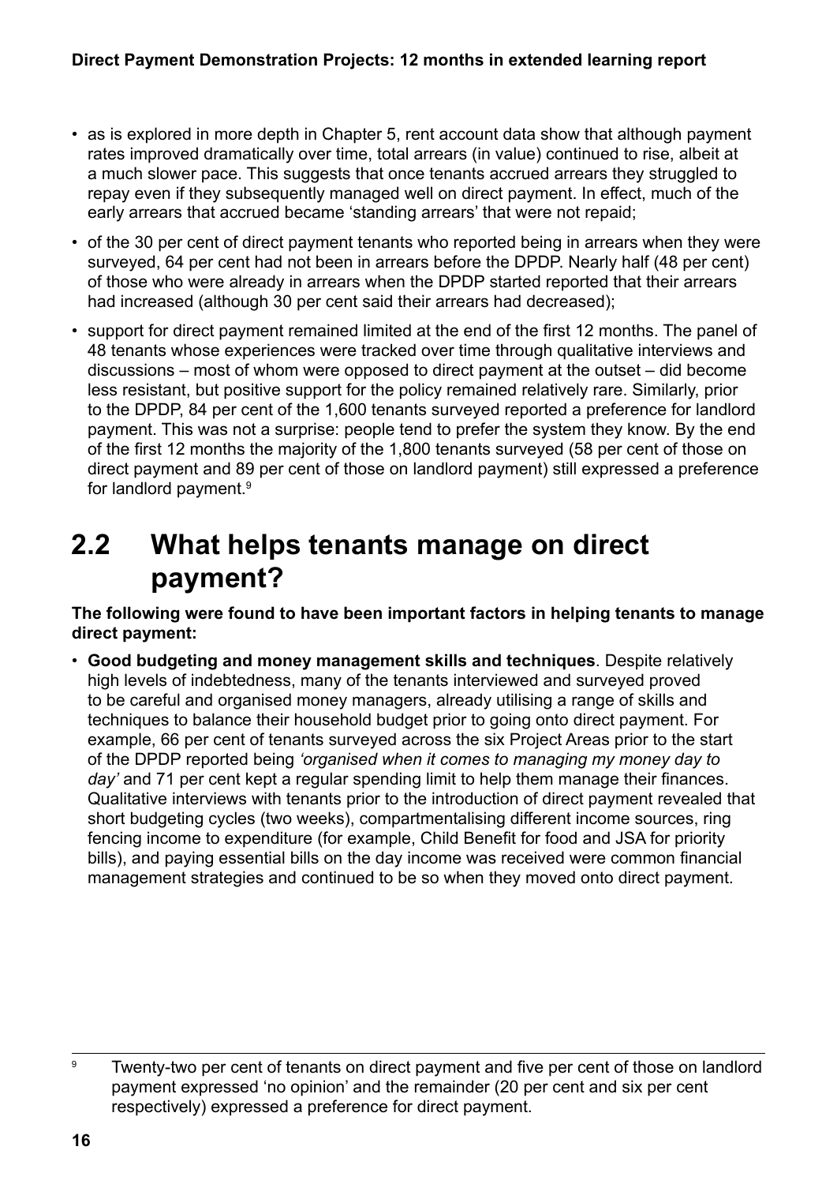- as is explored in more depth in Chapter 5, rent account data show that although payment rates improved dramatically over time, total arrears (in value) continued to rise, albeit at a much slower pace. This suggests that once tenants accrued arrears they struggled to repay even if they subsequently managed well on direct payment. In effect, much of the early arrears that accrued became 'standing arrears' that were not repaid;
- of the 30 per cent of direct payment tenants who reported being in arrears when they were surveyed, 64 per cent had not been in arrears before the DPDP. Nearly half (48 per cent) of those who were already in arrears when the DPDP started reported that their arrears had increased (although 30 per cent said their arrears had decreased);
- support for direct payment remained limited at the end of the first 12 months. The panel of 48 tenants whose experiences were tracked over time through qualitative interviews and discussions – most of whom were opposed to direct payment at the outset – did become less resistant, but positive support for the policy remained relatively rare. Similarly, prior to the DPDP, 84 per cent of the 1,600 tenants surveyed reported a preference for landlord payment. This was not a surprise: people tend to prefer the system they know. By the end of the first 12 months the majority of the 1,800 tenants surveyed (58 per cent of those on direct payment and 89 per cent of those on landlord payment) still expressed a preference for landlord payment.[9]

## 2.2 What helps tenants manage on direct payment?

**The following were found to have been important factors in helping tenants to manage direct payment:**

- **Good budgeting and money management skills and techniques**. Despite relatively high levels of indebtedness, many of the tenants interviewed and surveyed proved to be careful and organised money managers, already utilising a range of skills and techniques to balance their household budget prior to going onto direct payment. For example, 66 per cent of tenants surveyed across the six Project Areas prior to the start of the DPDP reported being *'organised when it comes to managing my money day to day'* and 71 per cent kept a regular spending limit to help them manage their finances. Qualitative interviews with tenants prior to the introduction of direct payment revealed that short budgeting cycles (two weeks), compartmentalising different income sources, ring fencing income to expenditure (for example, Child Benefit for food and JSA for priority bills), and paying essential bills on the day income was received were common financial management strategies and continued to be so when they moved onto direct payment.

[9] Twenty-two per cent of tenants on direct payment and five per cent of those on landlord payment expressed 'no opinion' and the remainder (20 per cent and six per cent respectively) expressed a preference for direct payment.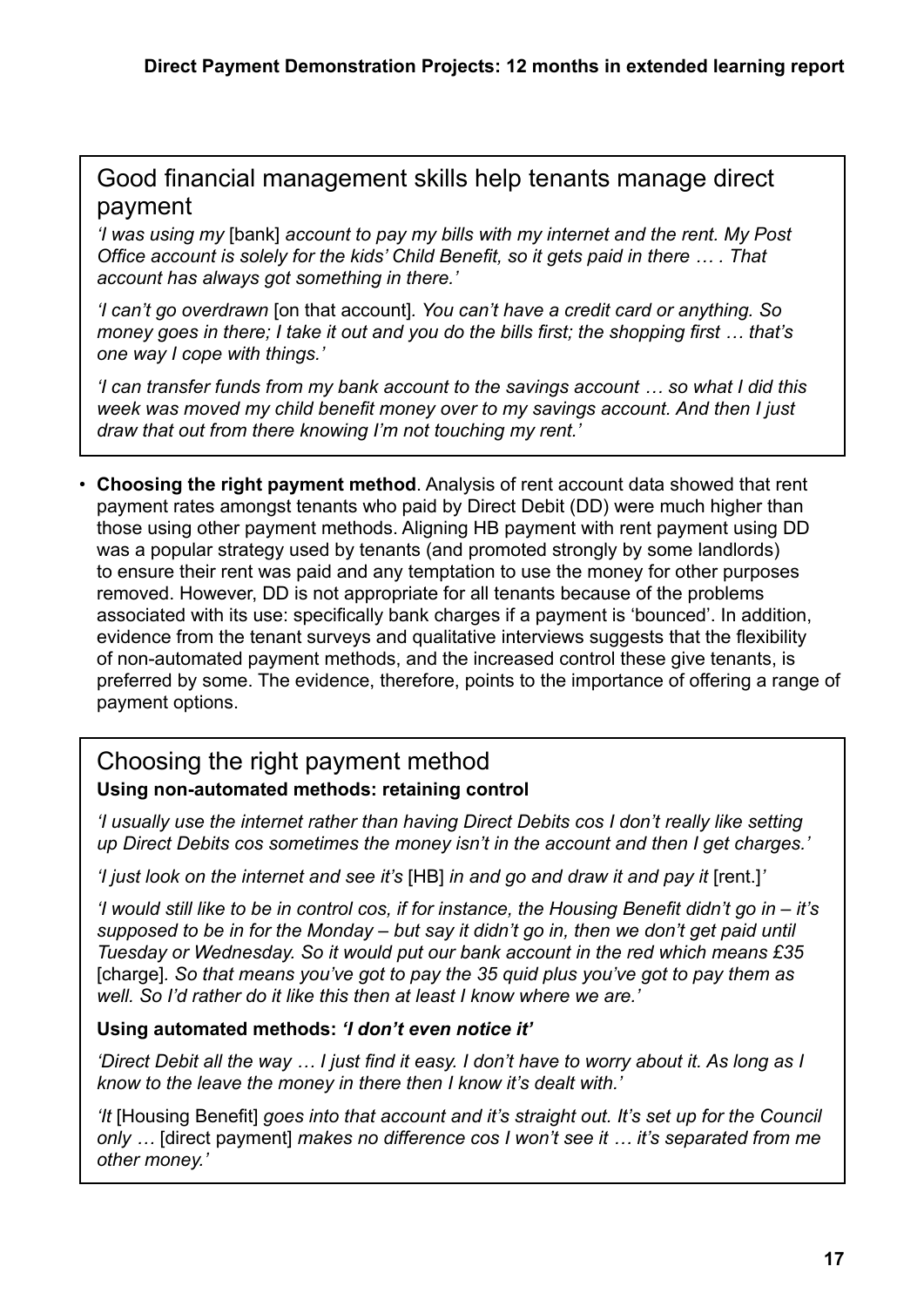### Good financial management skills help tenants manage direct payment

*'I was using my* [bank] *account to pay my bills with my internet and the rent. My Post Office account is solely for the kids' Child Benefit, so it gets paid in there … . That account has always got something in there.'*

*'I can't go overdrawn* [on that account]*. You can't have a credit card or anything. So money goes in there; I take it out and you do the bills first; the shopping first … that's one way I cope with things.'*

*'I can transfer funds from my bank account to the savings account … so what I did this week was moved my child benefit money over to my savings account. And then I just draw that out from there knowing I'm not touching my rent.'*

- **Choosing the right payment method**. Analysis of rent account data showed that rent payment rates amongst tenants who paid by Direct Debit (DD) were much higher than those using other payment methods. Aligning HB payment with rent payment using DD was a popular strategy used by tenants (and promoted strongly by some landlords) to ensure their rent was paid and any temptation to use the money for other purposes removed. However, DD is not appropriate for all tenants because of the problems associated with its use: specifically bank charges if a payment is 'bounced'. In addition, evidence from the tenant surveys and qualitative interviews suggests that the flexibility of non-automated payment methods, and the increased control these give tenants, is preferred by some. The evidence, therefore, points to the importance of offering a range of payment options.

### Choosing the right payment method

**Using non-automated methods: retaining control**

*'I usually use the internet rather than having Direct Debits cos I don't really like setting up Direct Debits cos sometimes the money isn't in the account and then I get charges.'*

*'I just look on the internet and see it's* [HB] *in and go and draw it and pay it* [rent.]*'*

*'I would still like to be in control cos, if for instance, the Housing Benefit didn't go in – it's supposed to be in for the Monday – but say it didn't go in, then we don't get paid until Tuesday or Wednesday. So it would put our bank account in the red which means £35* [charge]*. So that means you've got to pay the 35 quid plus you've got to pay them as well. So I'd rather do it like this then at least I know where we are.'*

**Using automated methods: *'I don't even notice it'***

*'Direct Debit all the way … I just find it easy. I don't have to worry about it. As long as I know to the leave the money in there then I know it's dealt with.'*

*'It* [Housing Benefit] *goes into that account and it's straight out. It's set up for the Council only …* [direct payment] *makes no difference cos I won't see it … it's separated from me other money.'*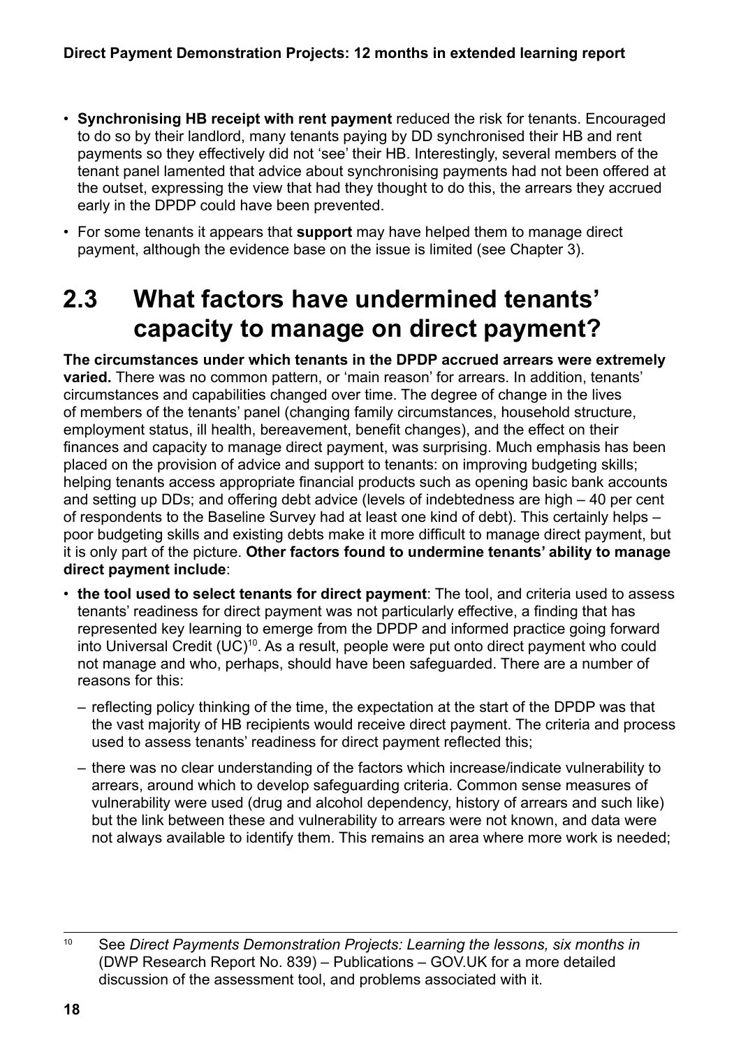- **Synchronising HB receipt with rent payment** reduced the risk for tenants. Encouraged to do so by their landlord, many tenants paying by DD synchronised their HB and rent payments so they effectively did not 'see' their HB. Interestingly, several members of the tenant panel lamented that advice about synchronising payments had not been offered at the outset, expressing the view that had they thought to do this, the arrears they accrued early in the DPDP could have been prevented.
- For some tenants it appears that **support** may have helped them to manage direct payment, although the evidence base on the issue is limited (see Chapter 3).

## 2.3 What factors have undermined tenants' capacity to manage on direct payment?

**The circumstances under which tenants in the DPDP accrued arrears were extremely varied.** There was no common pattern, or 'main reason' for arrears. In addition, tenants' circumstances and capabilities changed over time. The degree of change in the lives of members of the tenants' panel (changing family circumstances, household structure, employment status, ill health, bereavement, benefit changes), and the effect on their finances and capacity to manage direct payment, was surprising. Much emphasis has been placed on the provision of advice and support to tenants: on improving budgeting skills; helping tenants access appropriate financial products such as opening basic bank accounts and setting up DDs; and offering debt advice (levels of indebtedness are high – 40 per cent of respondents to the Baseline Survey had at least one kind of debt). This certainly helps – poor budgeting skills and existing debts make it more difficult to manage direct payment, but it is only part of the picture. **Other factors found to undermine tenants' ability to manage direct payment include**:

- **the tool used to select tenants for direct payment**: The tool, and criteria used to assess tenants' readiness for direct payment was not particularly effective, a finding that has represented key learning to emerge from the DPDP and informed practice going forward into Universal Credit (UC)[10]. As a result, people were put onto direct payment who could not manage and who, perhaps, should have been safeguarded. There are a number of reasons for this:
  - reflecting policy thinking of the time, the expectation at the start of the DPDP was that the vast majority of HB recipients would receive direct payment. The criteria and process used to assess tenants' readiness for direct payment reflected this;
  - there was no clear understanding of the factors which increase/indicate vulnerability to arrears, around which to develop safeguarding criteria. Common sense measures of vulnerability were used (drug and alcohol dependency, history of arrears and such like) but the link between these and vulnerability to arrears were not known, and data were not always available to identify them. This remains an area where more work is needed;

[10] See *Direct Payments Demonstration Projects: Learning the lessons, six months in* (DWP Research Report No. 839) – Publications – GOV.UK for a more detailed discussion of the assessment tool, and problems associated with it.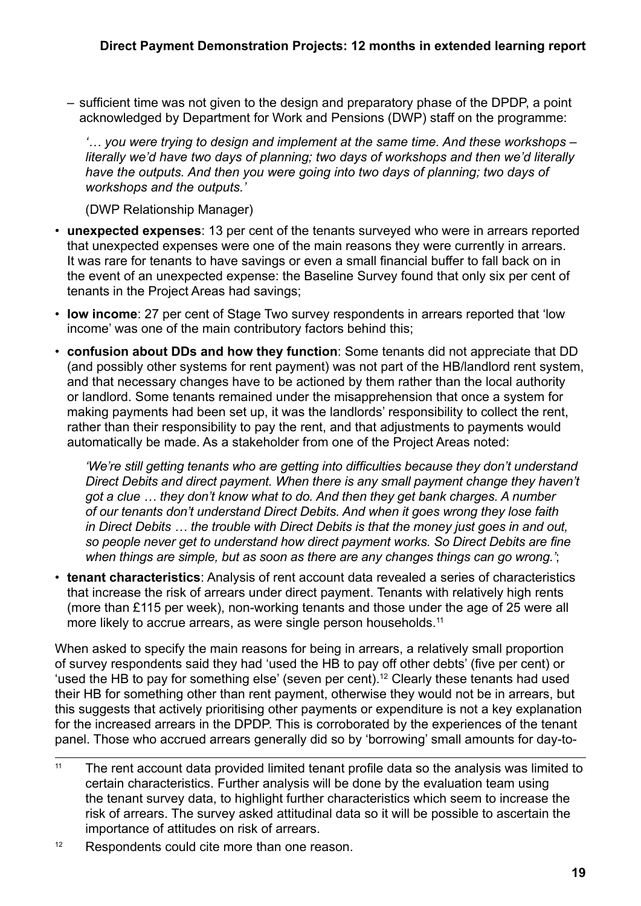- sufficient time was not given to the design and preparatory phase of the DPDP, a point acknowledged by Department for Work and Pensions (DWP) staff on the programme:

  *'… you were trying to design and implement at the same time. And these workshops – literally we'd have two days of planning; two days of workshops and then we'd literally have the outputs. And then you were going into two days of planning; two days of workshops and the outputs.'*

  (DWP Relationship Manager)

- **unexpected expenses**: 13 per cent of the tenants surveyed who were in arrears reported that unexpected expenses were one of the main reasons they were currently in arrears. It was rare for tenants to have savings or even a small financial buffer to fall back on in the event of an unexpected expense: the Baseline Survey found that only six per cent of tenants in the Project Areas had savings;
- **low income**: 27 per cent of Stage Two survey respondents in arrears reported that 'low income' was one of the main contributory factors behind this;
- **confusion about DDs and how they function**: Some tenants did not appreciate that DD (and possibly other systems for rent payment) was not part of the HB/landlord rent system, and that necessary changes have to be actioned by them rather than the local authority or landlord. Some tenants remained under the misapprehension that once a system for making payments had been set up, it was the landlords' responsibility to collect the rent, rather than their responsibility to pay the rent, and that adjustments to payments would automatically be made. As a stakeholder from one of the Project Areas noted:

  *'We're still getting tenants who are getting into difficulties because they don't understand Direct Debits and direct payment. When there is any small payment change they haven't got a clue … they don't know what to do. And then they get bank charges. A number of our tenants don't understand Direct Debits. And when it goes wrong they lose faith in Direct Debits … the trouble with Direct Debits is that the money just goes in and out, so people never get to understand how direct payment works. So Direct Debits are fine when things are simple, but as soon as there are any changes things can go wrong.'*;

- **tenant characteristics**: Analysis of rent account data revealed a series of characteristics that increase the risk of arrears under direct payment. Tenants with relatively high rents (more than £115 per week), non-working tenants and those under the age of 25 were all more likely to accrue arrears, as were single person households.[11]

When asked to specify the main reasons for being in arrears, a relatively small proportion of survey respondents said they had 'used the HB to pay off other debts' (five per cent) or 'used the HB to pay for something else' (seven per cent).[12] Clearly these tenants had used their HB for something other than rent payment, otherwise they would not be in arrears, but this suggests that actively prioritising other payments or expenditure is not a key explanation for the increased arrears in the DPDP. This is corroborated by the experiences of the tenant panel. Those who accrued arrears generally did so by 'borrowing' small amounts for day-to-

---

[11] The rent account data provided limited tenant profile data so the analysis was limited to certain characteristics. Further analysis will be done by the evaluation team using the tenant survey data, to highlight further characteristics which seem to increase the risk of arrears. The survey asked attitudinal data so it will be possible to ascertain the importance of attitudes on risk of arrears.

[12] Respondents could cite more than one reason.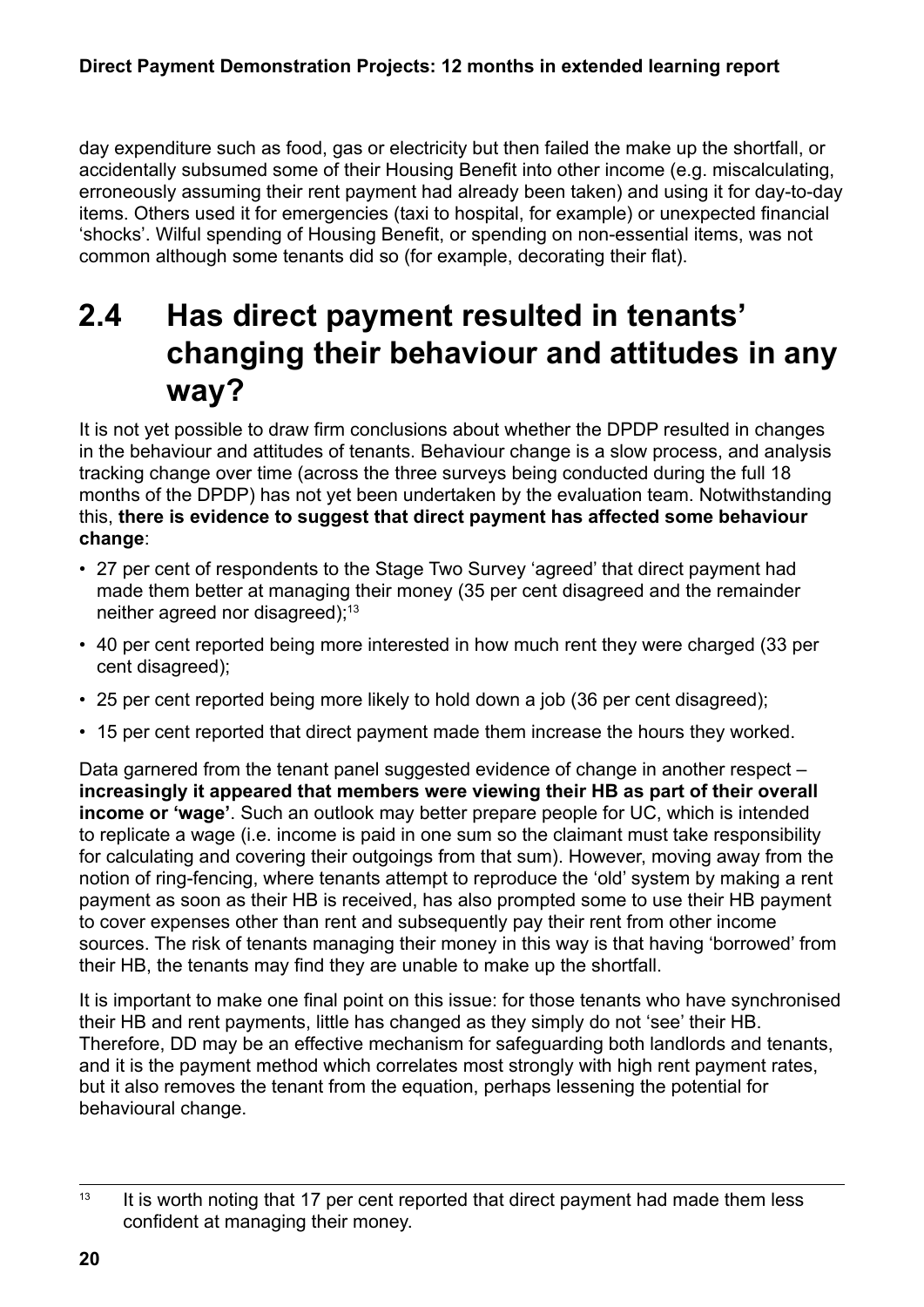day expenditure such as food, gas or electricity but then failed the make up the shortfall, or accidentally subsumed some of their Housing Benefit into other income (e.g. miscalculating, erroneously assuming their rent payment had already been taken) and using it for day-to-day items. Others used it for emergencies (taxi to hospital, for example) or unexpected financial 'shocks'. Wilful spending of Housing Benefit, or spending on non-essential items, was not common although some tenants did so (for example, decorating their flat).

## 2.4 Has direct payment resulted in tenants' changing their behaviour and attitudes in any way?

It is not yet possible to draw firm conclusions about whether the DPDP resulted in changes in the behaviour and attitudes of tenants. Behaviour change is a slow process, and analysis tracking change over time (across the three surveys being conducted during the full 18 months of the DPDP) has not yet been undertaken by the evaluation team. Notwithstanding this, **there is evidence to suggest that direct payment has affected some behaviour change**:

- 27 per cent of respondents to the Stage Two Survey 'agreed' that direct payment had made them better at managing their money (35 per cent disagreed and the remainder neither agreed nor disagreed);[13]
- 40 per cent reported being more interested in how much rent they were charged (33 per cent disagreed);
- 25 per cent reported being more likely to hold down a job (36 per cent disagreed);
- 15 per cent reported that direct payment made them increase the hours they worked.

Data garnered from the tenant panel suggested evidence of change in another respect – **increasingly it appeared that members were viewing their HB as part of their overall income or 'wage'**. Such an outlook may better prepare people for UC, which is intended to replicate a wage (i.e. income is paid in one sum so the claimant must take responsibility for calculating and covering their outgoings from that sum). However, moving away from the notion of ring-fencing, where tenants attempt to reproduce the 'old' system by making a rent payment as soon as their HB is received, has also prompted some to use their HB payment to cover expenses other than rent and subsequently pay their rent from other income sources. The risk of tenants managing their money in this way is that having 'borrowed' from their HB, the tenants may find they are unable to make up the shortfall.

It is important to make one final point on this issue: for those tenants who have synchronised their HB and rent payments, little has changed as they simply do not 'see' their HB. Therefore, DD may be an effective mechanism for safeguarding both landlords and tenants, and it is the payment method which correlates most strongly with high rent payment rates, but it also removes the tenant from the equation, perhaps lessening the potential for behavioural change.

---

[13] It is worth noting that 17 per cent reported that direct payment had made them less confident at managing their money.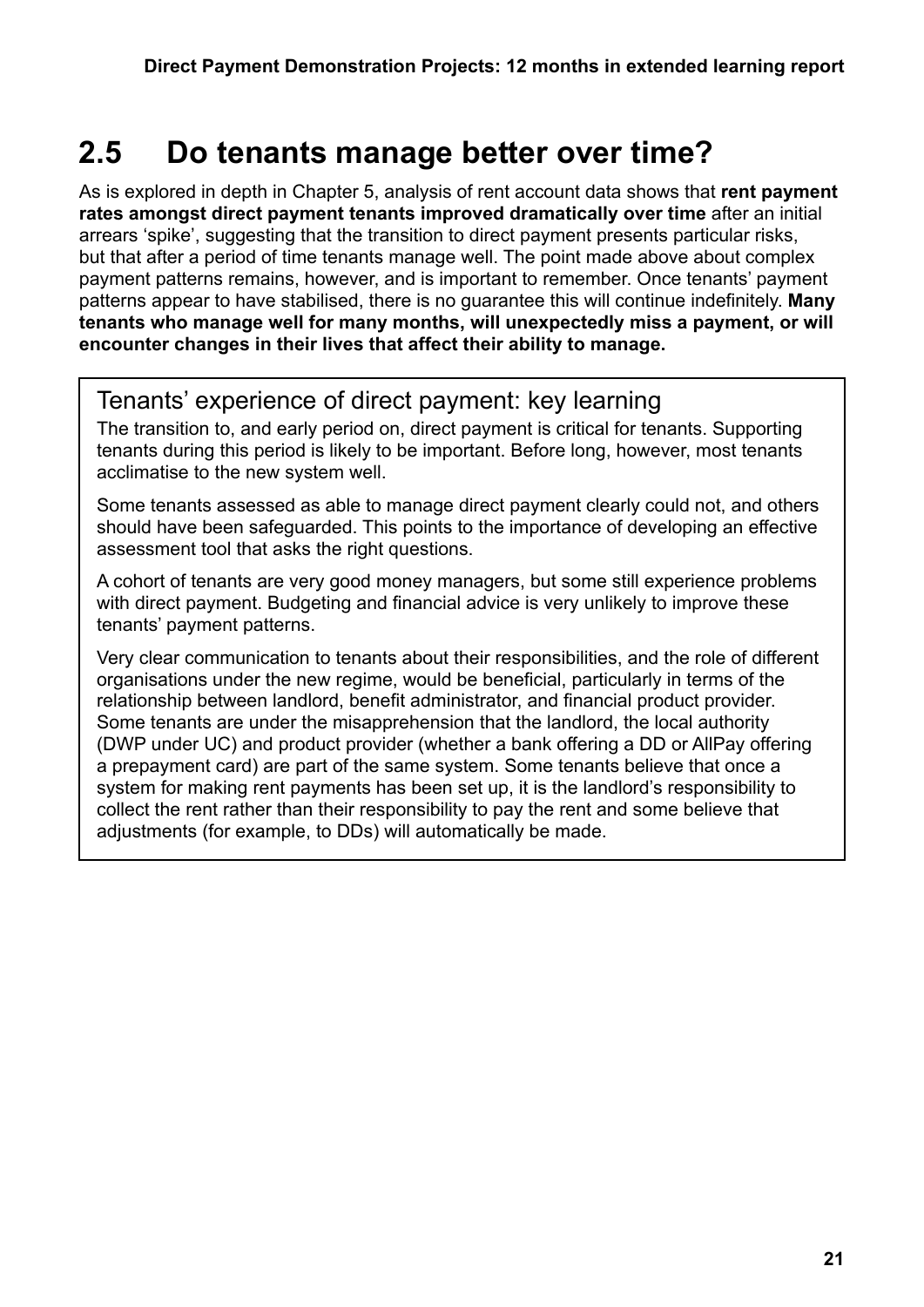## 2.5 Do tenants manage better over time?

As is explored in depth in Chapter 5, analysis of rent account data shows that **rent payment rates amongst direct payment tenants improved dramatically over time** after an initial arrears 'spike', suggesting that the transition to direct payment presents particular risks, but that after a period of time tenants manage well. The point made above about complex payment patterns remains, however, and is important to remember. Once tenants' payment patterns appear to have stabilised, there is no guarantee this will continue indefinitely. **Many tenants who manage well for many months, will unexpectedly miss a payment, or will encounter changes in their lives that affect their ability to manage.**

> ### Tenants' experience of direct payment: key learning
>
> The transition to, and early period on, direct payment is critical for tenants. Supporting tenants during this period is likely to be important. Before long, however, most tenants acclimatise to the new system well.
>
> Some tenants assessed as able to manage direct payment clearly could not, and others should have been safeguarded. This points to the importance of developing an effective assessment tool that asks the right questions.
>
> A cohort of tenants are very good money managers, but some still experience problems with direct payment. Budgeting and financial advice is very unlikely to improve these tenants' payment patterns.
>
> Very clear communication to tenants about their responsibilities, and the role of different organisations under the new regime, would be beneficial, particularly in terms of the relationship between landlord, benefit administrator, and financial product provider. Some tenants are under the misapprehension that the landlord, the local authority (DWP under UC) and product provider (whether a bank offering a DD or AllPay offering a prepayment card) are part of the same system. Some tenants believe that once a system for making rent payments has been set up, it is the landlord's responsibility to collect the rent rather than their responsibility to pay the rent and some believe that adjustments (for example, to DDs) will automatically be made.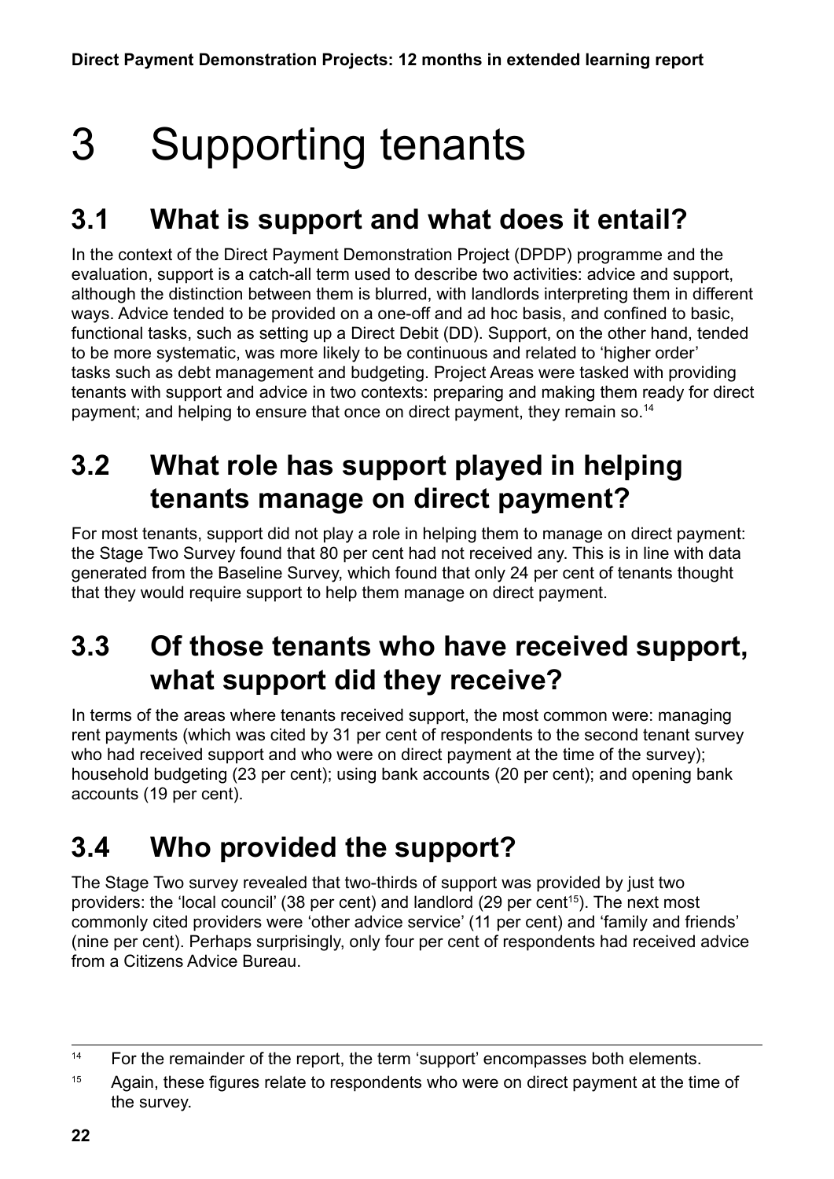# 3 Supporting tenants

## 3.1 What is support and what does it entail?

In the context of the Direct Payment Demonstration Project (DPDP) programme and the evaluation, support is a catch-all term used to describe two activities: advice and support, although the distinction between them is blurred, with landlords interpreting them in different ways. Advice tended to be provided on a one-off and ad hoc basis, and confined to basic, functional tasks, such as setting up a Direct Debit (DD). Support, on the other hand, tended to be more systematic, was more likely to be continuous and related to 'higher order' tasks such as debt management and budgeting. Project Areas were tasked with providing tenants with support and advice in two contexts: preparing and making them ready for direct payment; and helping to ensure that once on direct payment, they remain so.[14]

## 3.2 What role has support played in helping tenants manage on direct payment?

For most tenants, support did not play a role in helping them to manage on direct payment: the Stage Two Survey found that 80 per cent had not received any. This is in line with data generated from the Baseline Survey, which found that only 24 per cent of tenants thought that they would require support to help them manage on direct payment.

## 3.3 Of those tenants who have received support, what support did they receive?

In terms of the areas where tenants received support, the most common were: managing rent payments (which was cited by 31 per cent of respondents to the second tenant survey who had received support and who were on direct payment at the time of the survey); household budgeting (23 per cent); using bank accounts (20 per cent); and opening bank accounts (19 per cent).

## 3.4 Who provided the support?

The Stage Two survey revealed that two-thirds of support was provided by just two providers: the 'local council' (38 per cent) and landlord (29 per cent[15]). The next most commonly cited providers were 'other advice service' (11 per cent) and 'family and friends' (nine per cent). Perhaps surprisingly, only four per cent of respondents had received advice from a Citizens Advice Bureau.

---

[14] For the remainder of the report, the term 'support' encompasses both elements.

[15] Again, these figures relate to respondents who were on direct payment at the time of the survey.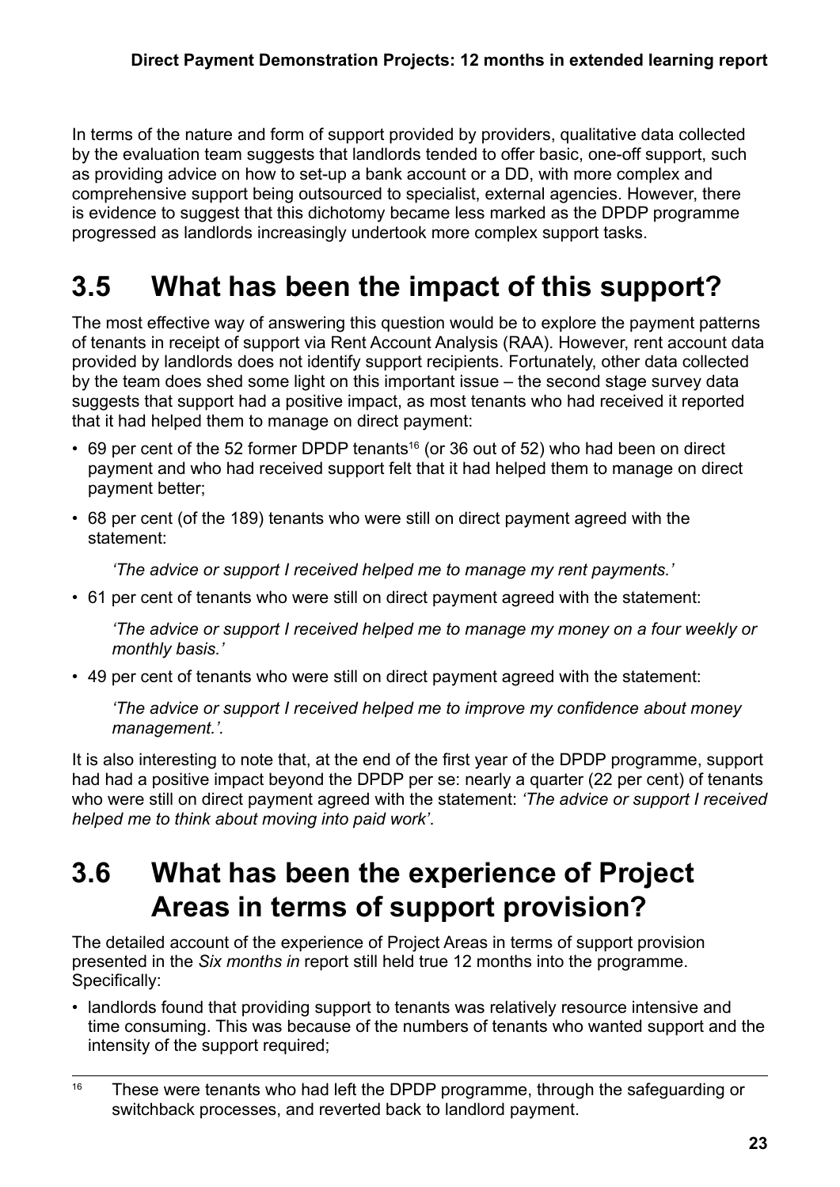In terms of the nature and form of support provided by providers, qualitative data collected by the evaluation team suggests that landlords tended to offer basic, one-off support, such as providing advice on how to set-up a bank account or a DD, with more complex and comprehensive support being outsourced to specialist, external agencies. However, there is evidence to suggest that this dichotomy became less marked as the DPDP programme progressed as landlords increasingly undertook more complex support tasks.

## 3.5 What has been the impact of this support?

The most effective way of answering this question would be to explore the payment patterns of tenants in receipt of support via Rent Account Analysis (RAA). However, rent account data provided by landlords does not identify support recipients. Fortunately, other data collected by the team does shed some light on this important issue – the second stage survey data suggests that support had a positive impact, as most tenants who had received it reported that it had helped them to manage on direct payment:

- 69 per cent of the 52 former DPDP tenants[16] (or 36 out of 52) who had been on direct payment and who had received support felt that it had helped them to manage on direct payment better;
- 68 per cent (of the 189) tenants who were still on direct payment agreed with the statement:

  *'The advice or support I received helped me to manage my rent payments.'*

- 61 per cent of tenants who were still on direct payment agreed with the statement:

  *'The advice or support I received helped me to manage my money on a four weekly or monthly basis.'*

- 49 per cent of tenants who were still on direct payment agreed with the statement:

  *'The advice or support I received helped me to improve my confidence about money management.'.*

It is also interesting to note that, at the end of the first year of the DPDP programme, support had had a positive impact beyond the DPDP per se: nearly a quarter (22 per cent) of tenants who were still on direct payment agreed with the statement: *'The advice or support I received helped me to think about moving into paid work'*.

## 3.6 What has been the experience of Project Areas in terms of support provision?

The detailed account of the experience of Project Areas in terms of support provision presented in the *Six months in* report still held true 12 months into the programme. Specifically:

- landlords found that providing support to tenants was relatively resource intensive and time consuming. This was because of the numbers of tenants who wanted support and the intensity of the support required;

[16] These were tenants who had left the DPDP programme, through the safeguarding or switchback processes, and reverted back to landlord payment.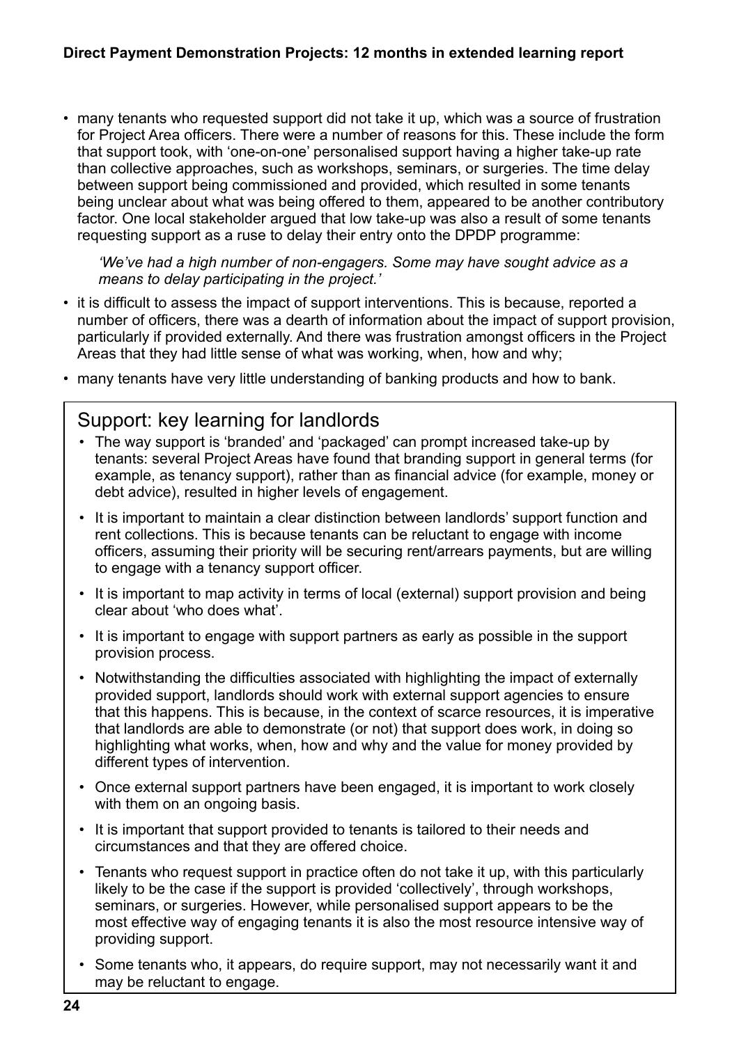- many tenants who requested support did not take it up, which was a source of frustration for Project Area officers. There were a number of reasons for this. These include the form that support took, with 'one-on-one' personalised support having a higher take-up rate than collective approaches, such as workshops, seminars, or surgeries. The time delay between support being commissioned and provided, which resulted in some tenants being unclear about what was being offered to them, appeared to be another contributory factor. One local stakeholder argued that low take-up was also a result of some tenants requesting support as a ruse to delay their entry onto the DPDP programme:

  *'We've had a high number of non-engagers. Some may have sought advice as a means to delay participating in the project.'*

- it is difficult to assess the impact of support interventions. This is because, reported a number of officers, there was a dearth of information about the impact of support provision, particularly if provided externally. And there was frustration amongst officers in the Project Areas that they had little sense of what was working, when, how and why;
- many tenants have very little understanding of banking products and how to bank.

## Support: key learning for landlords

- The way support is 'branded' and 'packaged' can prompt increased take-up by tenants: several Project Areas have found that branding support in general terms (for example, as tenancy support), rather than as financial advice (for example, money or debt advice), resulted in higher levels of engagement.
- It is important to maintain a clear distinction between landlords' support function and rent collections. This is because tenants can be reluctant to engage with income officers, assuming their priority will be securing rent/arrears payments, but are willing to engage with a tenancy support officer.
- It is important to map activity in terms of local (external) support provision and being clear about 'who does what'.
- It is important to engage with support partners as early as possible in the support provision process.
- Notwithstanding the difficulties associated with highlighting the impact of externally provided support, landlords should work with external support agencies to ensure that this happens. This is because, in the context of scarce resources, it is imperative that landlords are able to demonstrate (or not) that support does work, in doing so highlighting what works, when, how and why and the value for money provided by different types of intervention.
- Once external support partners have been engaged, it is important to work closely with them on an ongoing basis.
- It is important that support provided to tenants is tailored to their needs and circumstances and that they are offered choice.
- Tenants who request support in practice often do not take it up, with this particularly likely to be the case if the support is provided 'collectively', through workshops, seminars, or surgeries. However, while personalised support appears to be the most effective way of engaging tenants it is also the most resource intensive way of providing support.
- Some tenants who, it appears, do require support, may not necessarily want it and may be reluctant to engage.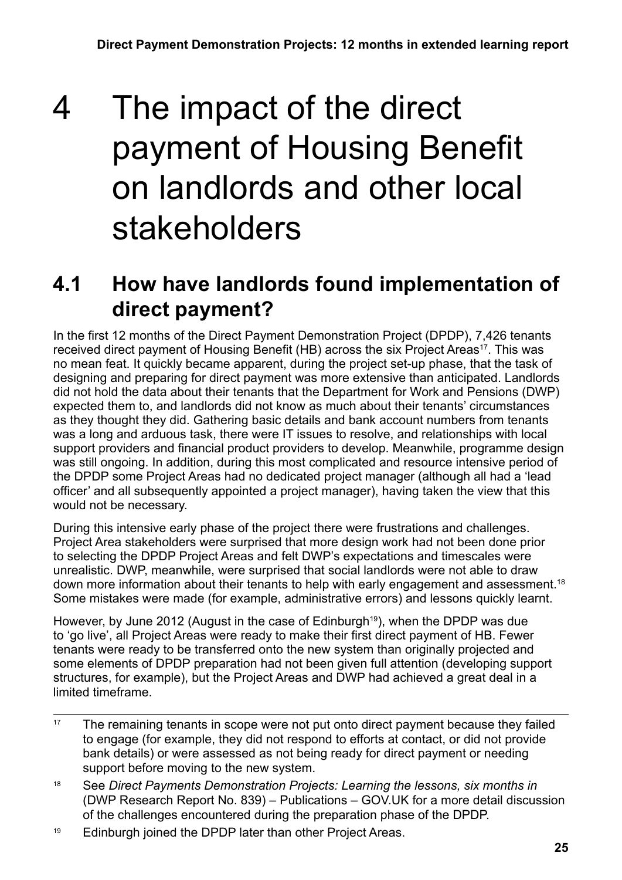# 4 The impact of the direct payment of Housing Benefit on landlords and other local stakeholders

## 4.1 How have landlords found implementation of direct payment?

In the first 12 months of the Direct Payment Demonstration Project (DPDP), 7,426 tenants received direct payment of Housing Benefit (HB) across the six Project Areas[17]. This was no mean feat. It quickly became apparent, during the project set-up phase, that the task of designing and preparing for direct payment was more extensive than anticipated. Landlords did not hold the data about their tenants that the Department for Work and Pensions (DWP) expected them to, and landlords did not know as much about their tenants' circumstances as they thought they did. Gathering basic details and bank account numbers from tenants was a long and arduous task, there were IT issues to resolve, and relationships with local support providers and financial product providers to develop. Meanwhile, programme design was still ongoing. In addition, during this most complicated and resource intensive period of the DPDP some Project Areas had no dedicated project manager (although all had a 'lead officer' and all subsequently appointed a project manager), having taken the view that this would not be necessary.

During this intensive early phase of the project there were frustrations and challenges. Project Area stakeholders were surprised that more design work had not been done prior to selecting the DPDP Project Areas and felt DWP's expectations and timescales were unrealistic. DWP, meanwhile, were surprised that social landlords were not able to draw down more information about their tenants to help with early engagement and assessment.[18] Some mistakes were made (for example, administrative errors) and lessons quickly learnt.

However, by June 2012 (August in the case of Edinburgh[19]), when the DPDP was due to 'go live', all Project Areas were ready to make their first direct payment of HB. Fewer tenants were ready to be transferred onto the new system than originally projected and some elements of DPDP preparation had not been given full attention (developing support structures, for example), but the Project Areas and DWP had achieved a great deal in a limited timeframe.

---

[17] The remaining tenants in scope were not put onto direct payment because they failed to engage (for example, they did not respond to efforts at contact, or did not provide bank details) or were assessed as not being ready for direct payment or needing support before moving to the new system.

[18] See *Direct Payments Demonstration Projects: Learning the lessons, six months in* (DWP Research Report No. 839) – Publications – GOV.UK for a more detail discussion of the challenges encountered during the preparation phase of the DPDP.

[19] Edinburgh joined the DPDP later than other Project Areas.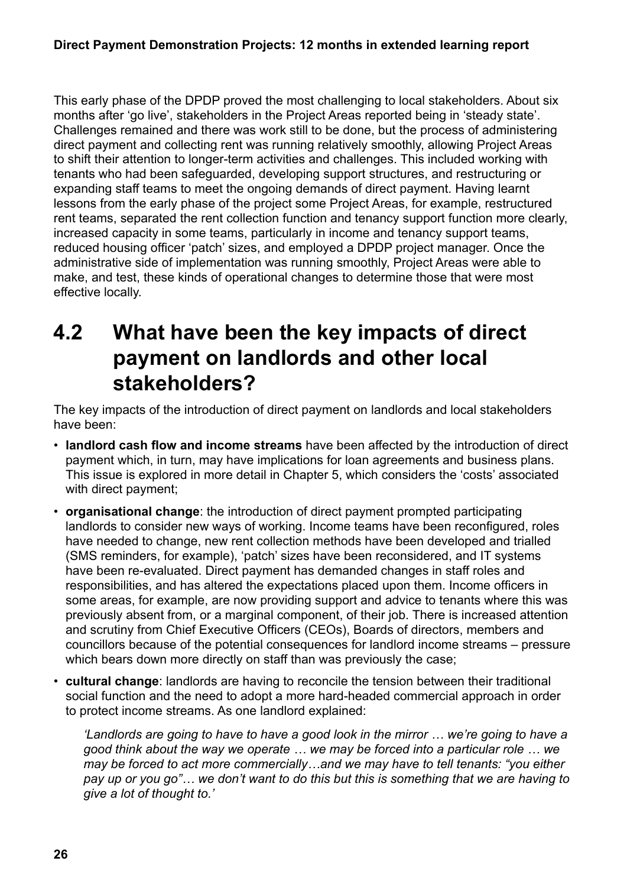This early phase of the DPDP proved the most challenging to local stakeholders. About six months after 'go live', stakeholders in the Project Areas reported being in 'steady state'. Challenges remained and there was work still to be done, but the process of administering direct payment and collecting rent was running relatively smoothly, allowing Project Areas to shift their attention to longer-term activities and challenges. This included working with tenants who had been safeguarded, developing support structures, and restructuring or expanding staff teams to meet the ongoing demands of direct payment. Having learnt lessons from the early phase of the project some Project Areas, for example, restructured rent teams, separated the rent collection function and tenancy support function more clearly, increased capacity in some teams, particularly in income and tenancy support teams, reduced housing officer 'patch' sizes, and employed a DPDP project manager. Once the administrative side of implementation was running smoothly, Project Areas were able to make, and test, these kinds of operational changes to determine those that were most effective locally.

## 4.2 What have been the key impacts of direct payment on landlords and other local stakeholders?

The key impacts of the introduction of direct payment on landlords and local stakeholders have been:

- **landlord cash flow and income streams** have been affected by the introduction of direct payment which, in turn, may have implications for loan agreements and business plans. This issue is explored in more detail in Chapter 5, which considers the 'costs' associated with direct payment;
- **organisational change**: the introduction of direct payment prompted participating landlords to consider new ways of working. Income teams have been reconfigured, roles have needed to change, new rent collection methods have been developed and trialled (SMS reminders, for example), 'patch' sizes have been reconsidered, and IT systems have been re-evaluated. Direct payment has demanded changes in staff roles and responsibilities, and has altered the expectations placed upon them. Income officers in some areas, for example, are now providing support and advice to tenants where this was previously absent from, or a marginal component, of their job. There is increased attention and scrutiny from Chief Executive Officers (CEOs), Boards of directors, members and councillors because of the potential consequences for landlord income streams – pressure which bears down more directly on staff than was previously the case;
- **cultural change**: landlords are having to reconcile the tension between their traditional social function and the need to adopt a more hard-headed commercial approach in order to protect income streams. As one landlord explained:

  *'Landlords are going to have to have a good look in the mirror … we're going to have a good think about the way we operate … we may be forced into a particular role … we may be forced to act more commercially…and we may have to tell tenants: "you either pay up or you go"… we don't want to do this but this is something that we are having to give a lot of thought to.'*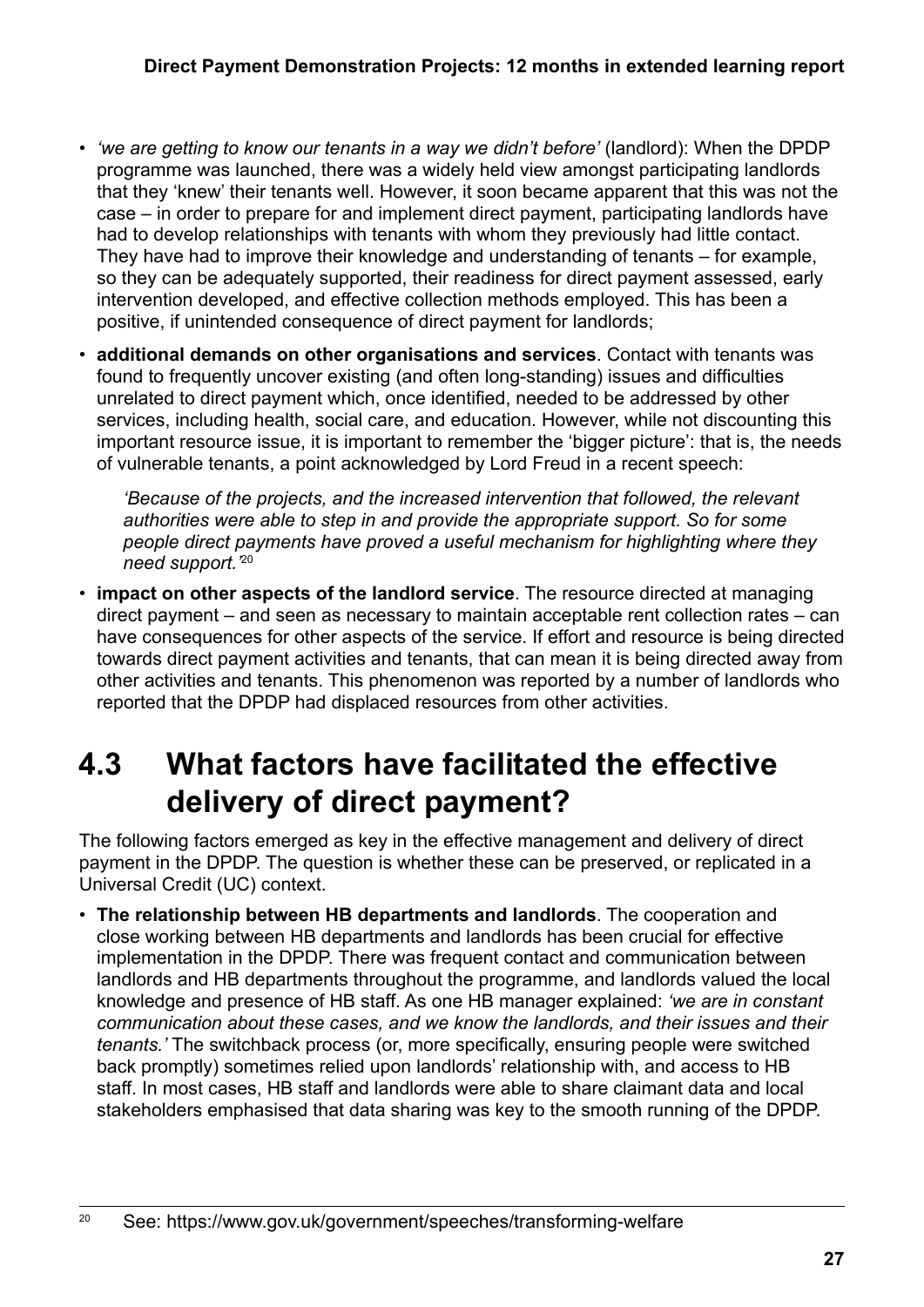- *'we are getting to know our tenants in a way we didn't before'* (landlord): When the DPDP programme was launched, there was a widely held view amongst participating landlords that they 'knew' their tenants well. However, it soon became apparent that this was not the case – in order to prepare for and implement direct payment, participating landlords have had to develop relationships with tenants with whom they previously had little contact. They have had to improve their knowledge and understanding of tenants – for example, so they can be adequately supported, their readiness for direct payment assessed, early intervention developed, and effective collection methods employed. This has been a positive, if unintended consequence of direct payment for landlords;
- **additional demands on other organisations and services**. Contact with tenants was found to frequently uncover existing (and often long-standing) issues and difficulties unrelated to direct payment which, once identified, needed to be addressed by other services, including health, social care, and education. However, while not discounting this important resource issue, it is important to remember the 'bigger picture': that is, the needs of vulnerable tenants, a point acknowledged by Lord Freud in a recent speech:

  *'Because of the projects, and the increased intervention that followed, the relevant authorities were able to step in and provide the appropriate support. So for some people direct payments have proved a useful mechanism for highlighting where they need support.'*[20]
- **impact on other aspects of the landlord service**. The resource directed at managing direct payment – and seen as necessary to maintain acceptable rent collection rates – can have consequences for other aspects of the service. If effort and resource is being directed towards direct payment activities and tenants, that can mean it is being directed away from other activities and tenants. This phenomenon was reported by a number of landlords who reported that the DPDP had displaced resources from other activities.

## 4.3 What factors have facilitated the effective delivery of direct payment?

The following factors emerged as key in the effective management and delivery of direct payment in the DPDP. The question is whether these can be preserved, or replicated in a Universal Credit (UC) context.

- **The relationship between HB departments and landlords**. The cooperation and close working between HB departments and landlords has been crucial for effective implementation in the DPDP. There was frequent contact and communication between landlords and HB departments throughout the programme, and landlords valued the local knowledge and presence of HB staff. As one HB manager explained: *'we are in constant communication about these cases, and we know the landlords, and their issues and their tenants.'* The switchback process (or, more specifically, ensuring people were switched back promptly) sometimes relied upon landlords' relationship with, and access to HB staff. In most cases, HB staff and landlords were able to share claimant data and local stakeholders emphasised that data sharing was key to the smooth running of the DPDP.

[20] See: https://www.gov.uk/government/speeches/transforming-welfare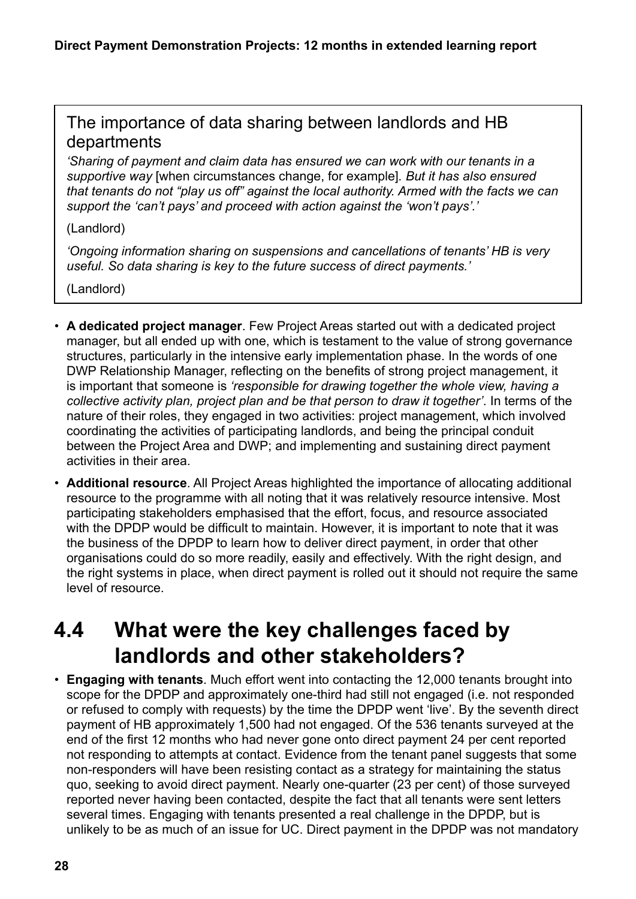### The importance of data sharing between landlords and HB departments

*'Sharing of payment and claim data has ensured we can work with our tenants in a supportive way* [when circumstances change, for example]*. But it has also ensured that tenants do not "play us off" against the local authority. Armed with the facts we can support the 'can't pays' and proceed with action against the 'won't pays'.'*

(Landlord)

*'Ongoing information sharing on suspensions and cancellations of tenants' HB is very useful. So data sharing is key to the future success of direct payments.'*

(Landlord)

- **A dedicated project manager**. Few Project Areas started out with a dedicated project manager, but all ended up with one, which is testament to the value of strong governance structures, particularly in the intensive early implementation phase. In the words of one DWP Relationship Manager, reflecting on the benefits of strong project management, it is important that someone is *'responsible for drawing together the whole view, having a collective activity plan, project plan and be that person to draw it together'*. In terms of the nature of their roles, they engaged in two activities: project management, which involved coordinating the activities of participating landlords, and being the principal conduit between the Project Area and DWP; and implementing and sustaining direct payment activities in their area.
- **Additional resource**. All Project Areas highlighted the importance of allocating additional resource to the programme with all noting that it was relatively resource intensive. Most participating stakeholders emphasised that the effort, focus, and resource associated with the DPDP would be difficult to maintain. However, it is important to note that it was the business of the DPDP to learn how to deliver direct payment, in order that other organisations could do so more readily, easily and effectively. With the right design, and the right systems in place, when direct payment is rolled out it should not require the same level of resource.

## 4.4 What were the key challenges faced by landlords and other stakeholders?

- **Engaging with tenants**. Much effort went into contacting the 12,000 tenants brought into scope for the DPDP and approximately one-third had still not engaged (i.e. not responded or refused to comply with requests) by the time the DPDP went 'live'. By the seventh direct payment of HB approximately 1,500 had not engaged. Of the 536 tenants surveyed at the end of the first 12 months who had never gone onto direct payment 24 per cent reported not responding to attempts at contact. Evidence from the tenant panel suggests that some non-responders will have been resisting contact as a strategy for maintaining the status quo, seeking to avoid direct payment. Nearly one-quarter (23 per cent) of those surveyed reported never having been contacted, despite the fact that all tenants were sent letters several times. Engaging with tenants presented a real challenge in the DPDP, but is unlikely to be as much of an issue for UC. Direct payment in the DPDP was not mandatory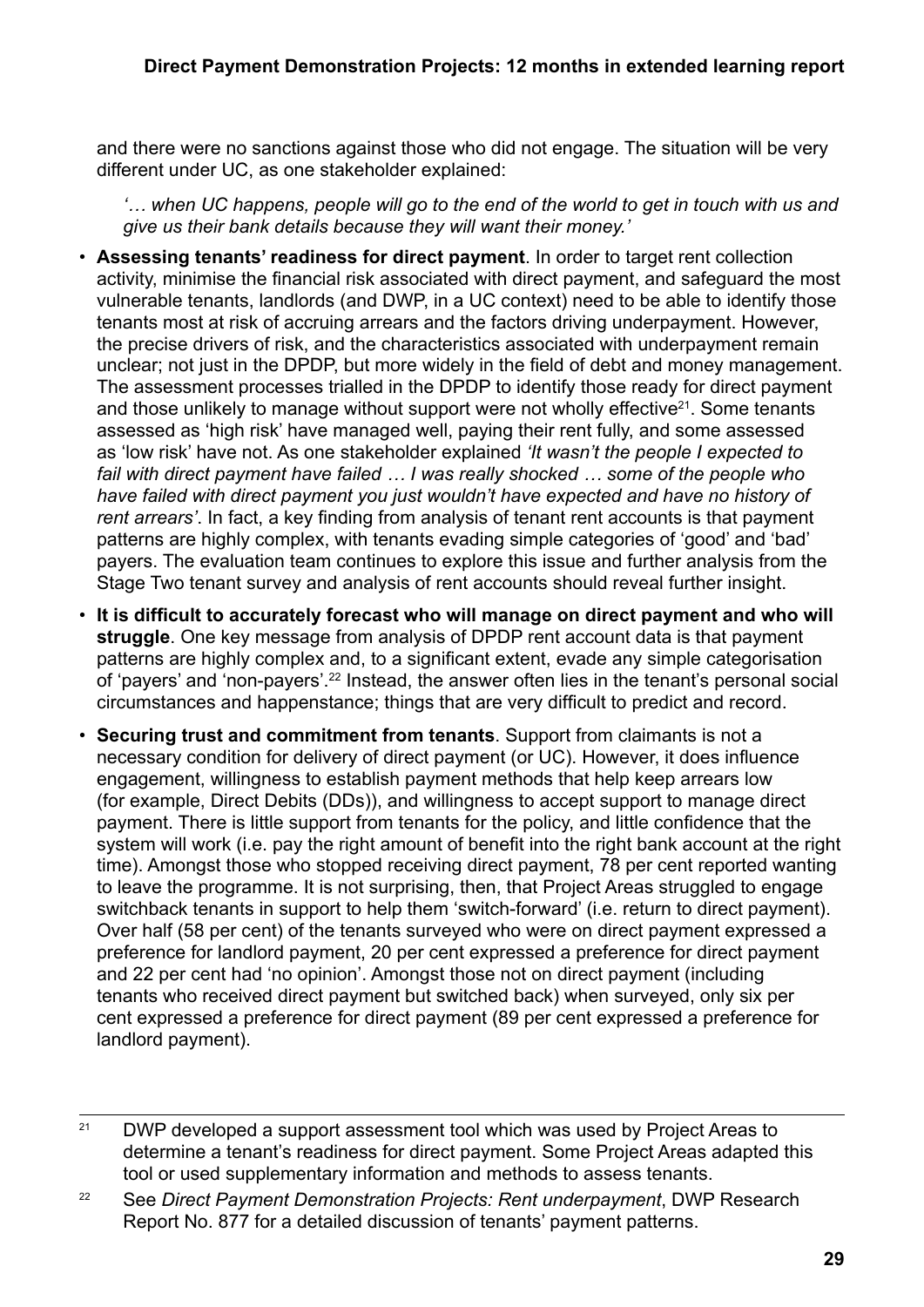and there were no sanctions against those who did not engage. The situation will be very different under UC, as one stakeholder explained:

> *'… when UC happens, people will go to the end of the world to get in touch with us and give us their bank details because they will want their money.'*

- **Assessing tenants' readiness for direct payment**. In order to target rent collection activity, minimise the financial risk associated with direct payment, and safeguard the most vulnerable tenants, landlords (and DWP, in a UC context) need to be able to identify those tenants most at risk of accruing arrears and the factors driving underpayment. However, the precise drivers of risk, and the characteristics associated with underpayment remain unclear; not just in the DPDP, but more widely in the field of debt and money management. The assessment processes trialled in the DPDP to identify those ready for direct payment and those unlikely to manage without support were not wholly effective[21]. Some tenants assessed as 'high risk' have managed well, paying their rent fully, and some assessed as 'low risk' have not. As one stakeholder explained *'It wasn't the people I expected to fail with direct payment have failed … I was really shocked … some of the people who have failed with direct payment you just wouldn't have expected and have no history of rent arrears'*. In fact, a key finding from analysis of tenant rent accounts is that payment patterns are highly complex, with tenants evading simple categories of 'good' and 'bad' payers. The evaluation team continues to explore this issue and further analysis from the Stage Two tenant survey and analysis of rent accounts should reveal further insight.
- **It is difficult to accurately forecast who will manage on direct payment and who will struggle**. One key message from analysis of DPDP rent account data is that payment patterns are highly complex and, to a significant extent, evade any simple categorisation of 'payers' and 'non-payers'.[22] Instead, the answer often lies in the tenant's personal social circumstances and happenstance; things that are very difficult to predict and record.
- **Securing trust and commitment from tenants**. Support from claimants is not a necessary condition for delivery of direct payment (or UC). However, it does influence engagement, willingness to establish payment methods that help keep arrears low (for example, Direct Debits (DDs)), and willingness to accept support to manage direct payment. There is little support from tenants for the policy, and little confidence that the system will work (i.e. pay the right amount of benefit into the right bank account at the right time). Amongst those who stopped receiving direct payment, 78 per cent reported wanting to leave the programme. It is not surprising, then, that Project Areas struggled to engage switchback tenants in support to help them 'switch-forward' (i.e. return to direct payment). Over half (58 per cent) of the tenants surveyed who were on direct payment expressed a preference for landlord payment, 20 per cent expressed a preference for direct payment and 22 per cent had 'no opinion'. Amongst those not on direct payment (including tenants who received direct payment but switched back) when surveyed, only six per cent expressed a preference for direct payment (89 per cent expressed a preference for landlord payment).

---

[21] DWP developed a support assessment tool which was used by Project Areas to determine a tenant's readiness for direct payment. Some Project Areas adapted this tool or used supplementary information and methods to assess tenants.

[22] See *Direct Payment Demonstration Projects: Rent underpayment*, DWP Research Report No. 877 for a detailed discussion of tenants' payment patterns.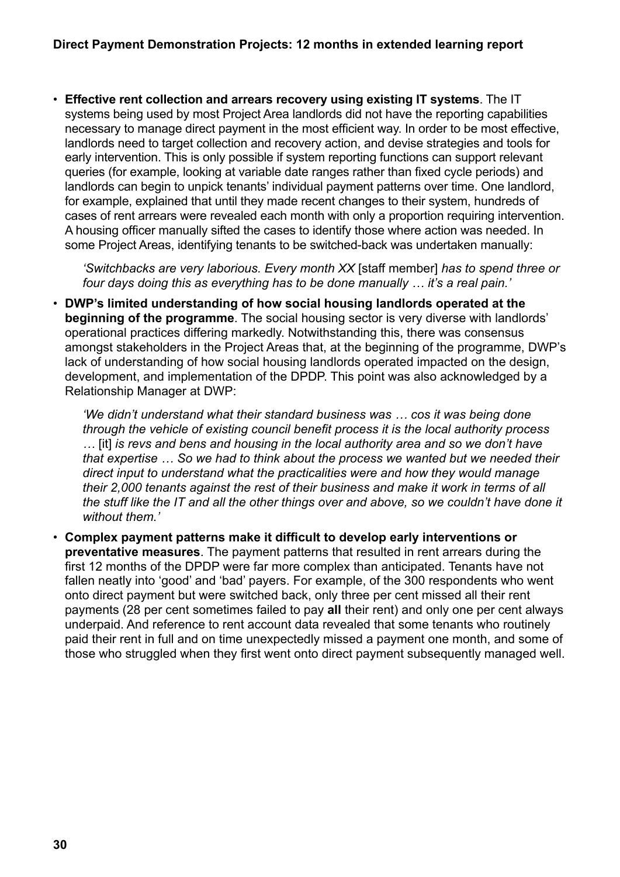- **Effective rent collection and arrears recovery using existing IT systems**. The IT systems being used by most Project Area landlords did not have the reporting capabilities necessary to manage direct payment in the most efficient way. In order to be most effective, landlords need to target collection and recovery action, and devise strategies and tools for early intervention. This is only possible if system reporting functions can support relevant queries (for example, looking at variable date ranges rather than fixed cycle periods) and landlords can begin to unpick tenants' individual payment patterns over time. One landlord, for example, explained that until they made recent changes to their system, hundreds of cases of rent arrears were revealed each month with only a proportion requiring intervention. A housing officer manually sifted the cases to identify those where action was needed. In some Project Areas, identifying tenants to be switched-back was undertaken manually:

  *'Switchbacks are very laborious. Every month XX* [staff member] *has to spend three or four days doing this as everything has to be done manually … it's a real pain.'*

- **DWP's limited understanding of how social housing landlords operated at the beginning of the programme**. The social housing sector is very diverse with landlords' operational practices differing markedly. Notwithstanding this, there was consensus amongst stakeholders in the Project Areas that, at the beginning of the programme, DWP's lack of understanding of how social housing landlords operated impacted on the design, development, and implementation of the DPDP. This point was also acknowledged by a Relationship Manager at DWP:

  *'We didn't understand what their standard business was … cos it was being done through the vehicle of existing council benefit process it is the local authority process …* [it] *is revs and bens and housing in the local authority area and so we don't have that expertise … So we had to think about the process we wanted but we needed their direct input to understand what the practicalities were and how they would manage their 2,000 tenants against the rest of their business and make it work in terms of all the stuff like the IT and all the other things over and above, so we couldn't have done it without them.'*

- **Complex payment patterns make it difficult to develop early interventions or preventative measures**. The payment patterns that resulted in rent arrears during the first 12 months of the DPDP were far more complex than anticipated. Tenants have not fallen neatly into 'good' and 'bad' payers. For example, of the 300 respondents who went onto direct payment but were switched back, only three per cent missed all their rent payments (28 per cent sometimes failed to pay **all** their rent) and only one per cent always underpaid. And reference to rent account data revealed that some tenants who routinely paid their rent in full and on time unexpectedly missed a payment one month, and some of those who struggled when they first went onto direct payment subsequently managed well.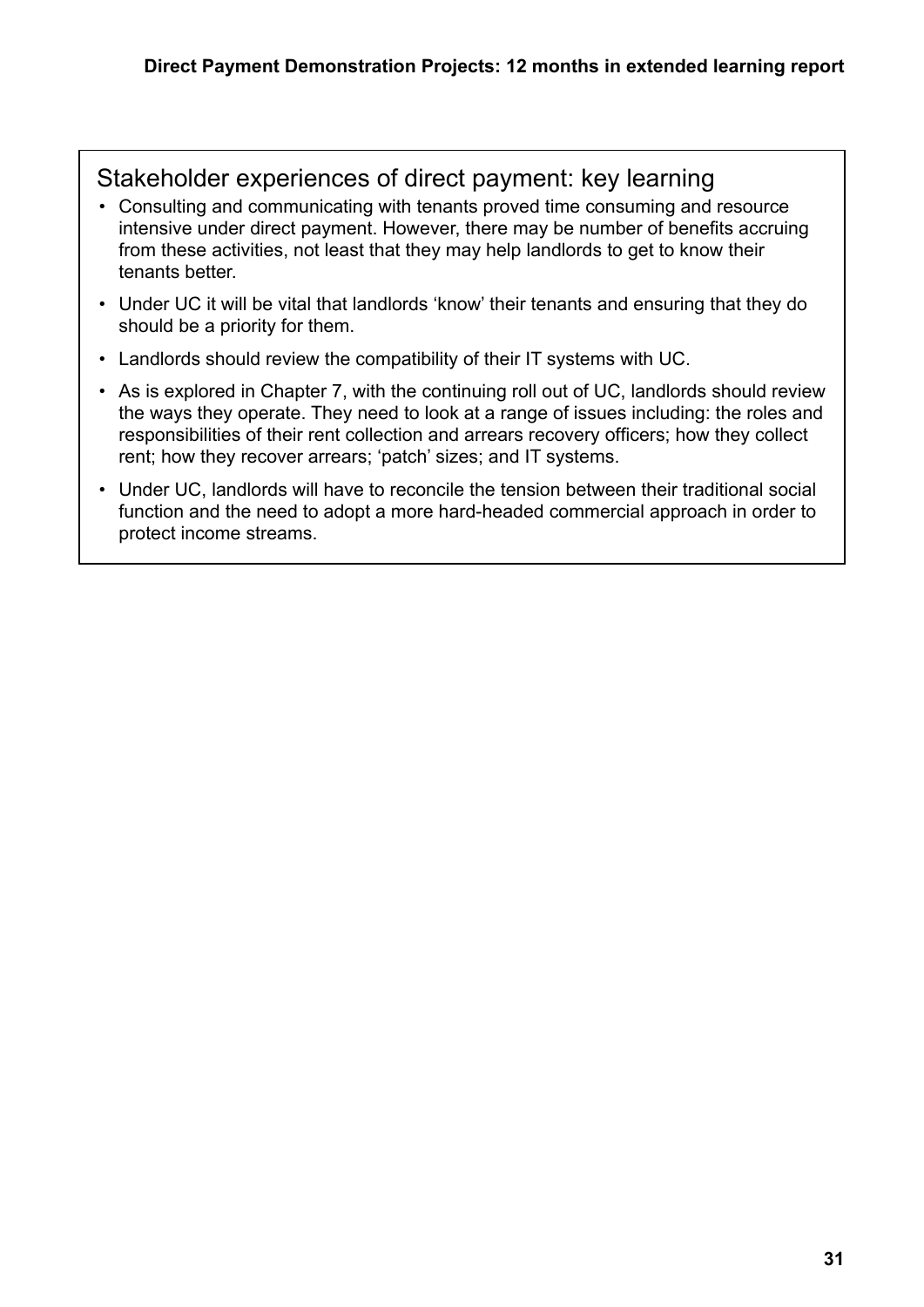## Stakeholder experiences of direct payment: key learning

- Consulting and communicating with tenants proved time consuming and resource intensive under direct payment. However, there may be number of benefits accruing from these activities, not least that they may help landlords to get to know their tenants better.
- Under UC it will be vital that landlords 'know' their tenants and ensuring that they do should be a priority for them.
- Landlords should review the compatibility of their IT systems with UC.
- As is explored in Chapter 7, with the continuing roll out of UC, landlords should review the ways they operate. They need to look at a range of issues including: the roles and responsibilities of their rent collection and arrears recovery officers; how they collect rent; how they recover arrears; 'patch' sizes; and IT systems.
- Under UC, landlords will have to reconcile the tension between their traditional social function and the need to adopt a more hard-headed commercial approach in order to protect income streams.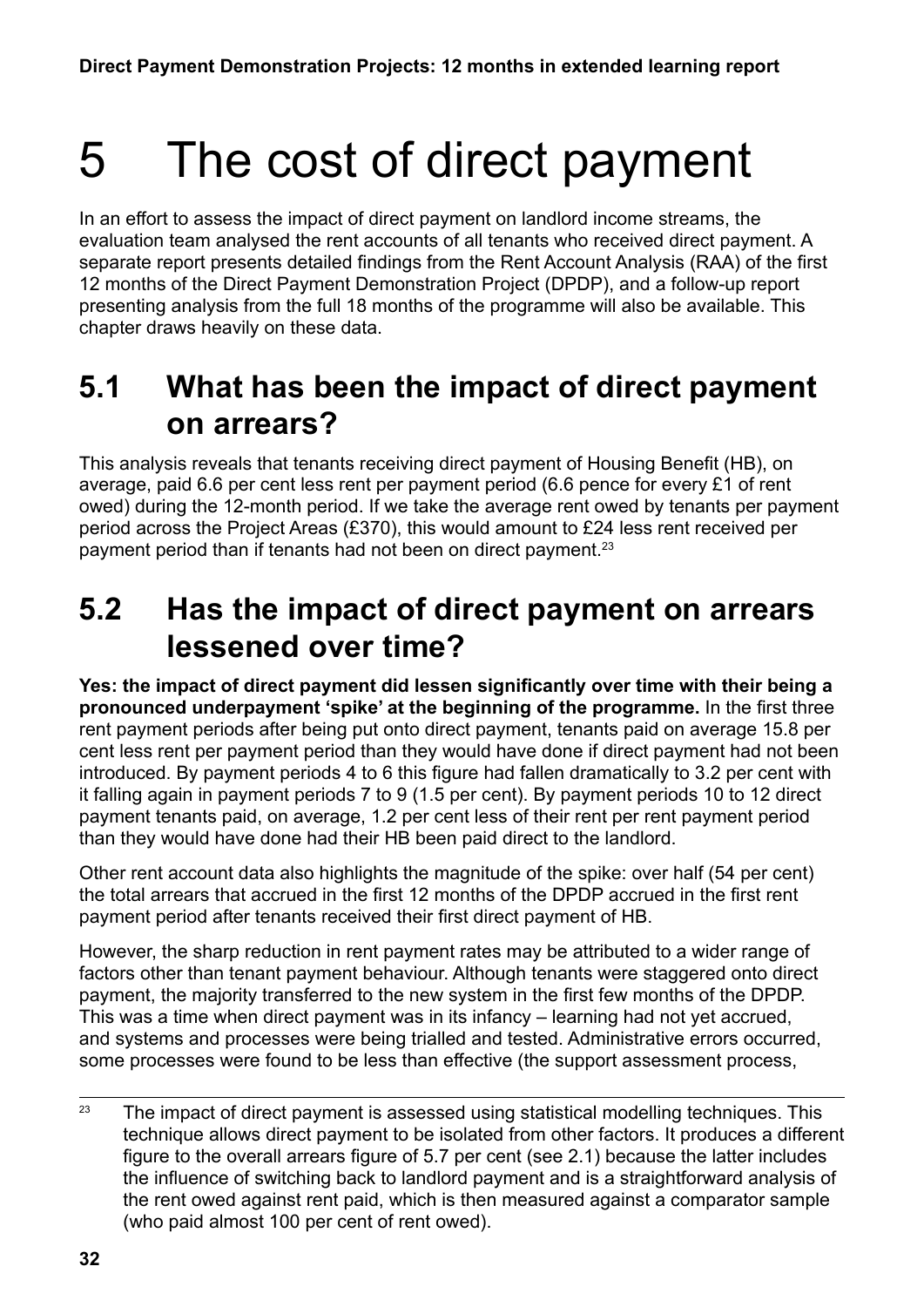# 5 The cost of direct payment

In an effort to assess the impact of direct payment on landlord income streams, the evaluation team analysed the rent accounts of all tenants who received direct payment. A separate report presents detailed findings from the Rent Account Analysis (RAA) of the first 12 months of the Direct Payment Demonstration Project (DPDP), and a follow-up report presenting analysis from the full 18 months of the programme will also be available. This chapter draws heavily on these data.

## 5.1 What has been the impact of direct payment on arrears?

This analysis reveals that tenants receiving direct payment of Housing Benefit (HB), on average, paid 6.6 per cent less rent per payment period (6.6 pence for every £1 of rent owed) during the 12-month period. If we take the average rent owed by tenants per payment period across the Project Areas (£370), this would amount to £24 less rent received per payment period than if tenants had not been on direct payment.[23]

## 5.2 Has the impact of direct payment on arrears lessened over time?

**Yes: the impact of direct payment did lessen significantly over time with their being a pronounced underpayment 'spike' at the beginning of the programme.** In the first three rent payment periods after being put onto direct payment, tenants paid on average 15.8 per cent less rent per payment period than they would have done if direct payment had not been introduced. By payment periods 4 to 6 this figure had fallen dramatically to 3.2 per cent with it falling again in payment periods 7 to 9 (1.5 per cent). By payment periods 10 to 12 direct payment tenants paid, on average, 1.2 per cent less of their rent per rent payment period than they would have done had their HB been paid direct to the landlord.

Other rent account data also highlights the magnitude of the spike: over half (54 per cent) the total arrears that accrued in the first 12 months of the DPDP accrued in the first rent payment period after tenants received their first direct payment of HB.

However, the sharp reduction in rent payment rates may be attributed to a wider range of factors other than tenant payment behaviour. Although tenants were staggered onto direct payment, the majority transferred to the new system in the first few months of the DPDP. This was a time when direct payment was in its infancy – learning had not yet accrued, and systems and processes were being trialled and tested. Administrative errors occurred, some processes were found to be less than effective (the support assessment process,

---

[23] The impact of direct payment is assessed using statistical modelling techniques. This technique allows direct payment to be isolated from other factors. It produces a different figure to the overall arrears figure of 5.7 per cent (see 2.1) because the latter includes the influence of switching back to landlord payment and is a straightforward analysis of the rent owed against rent paid, which is then measured against a comparator sample (who paid almost 100 per cent of rent owed).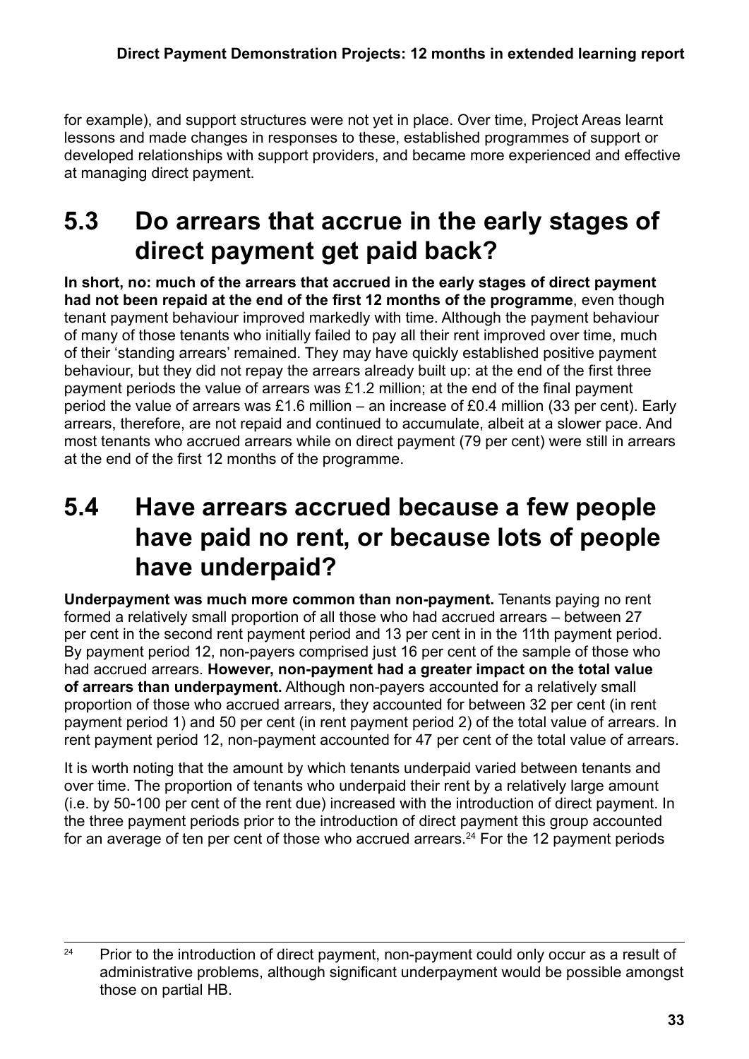for example), and support structures were not yet in place. Over time, Project Areas learnt lessons and made changes in responses to these, established programmes of support or developed relationships with support providers, and became more experienced and effective at managing direct payment.

## 5.3 Do arrears that accrue in the early stages of direct payment get paid back?

**In short, no: much of the arrears that accrued in the early stages of direct payment had not been repaid at the end of the first 12 months of the programme**, even though tenant payment behaviour improved markedly with time. Although the payment behaviour of many of those tenants who initially failed to pay all their rent improved over time, much of their 'standing arrears' remained. They may have quickly established positive payment behaviour, but they did not repay the arrears already built up: at the end of the first three payment periods the value of arrears was £1.2 million; at the end of the final payment period the value of arrears was £1.6 million – an increase of £0.4 million (33 per cent). Early arrears, therefore, are not repaid and continued to accumulate, albeit at a slower pace. And most tenants who accrued arrears while on direct payment (79 per cent) were still in arrears at the end of the first 12 months of the programme.

## 5.4 Have arrears accrued because a few people have paid no rent, or because lots of people have underpaid?

**Underpayment was much more common than non-payment.** Tenants paying no rent formed a relatively small proportion of all those who had accrued arrears – between 27 per cent in the second rent payment period and 13 per cent in in the 11th payment period. By payment period 12, non-payers comprised just 16 per cent of the sample of those who had accrued arrears. **However, non-payment had a greater impact on the total value of arrears than underpayment.** Although non-payers accounted for a relatively small proportion of those who accrued arrears, they accounted for between 32 per cent (in rent payment period 1) and 50 per cent (in rent payment period 2) of the total value of arrears. In rent payment period 12, non-payment accounted for 47 per cent of the total value of arrears.

It is worth noting that the amount by which tenants underpaid varied between tenants and over time. The proportion of tenants who underpaid their rent by a relatively large amount (i.e. by 50-100 per cent of the rent due) increased with the introduction of direct payment. In the three payment periods prior to the introduction of direct payment this group accounted for an average of ten per cent of those who accrued arrears.[24] For the 12 payment periods

[24] Prior to the introduction of direct payment, non-payment could only occur as a result of administrative problems, although significant underpayment would be possible amongst those on partial HB.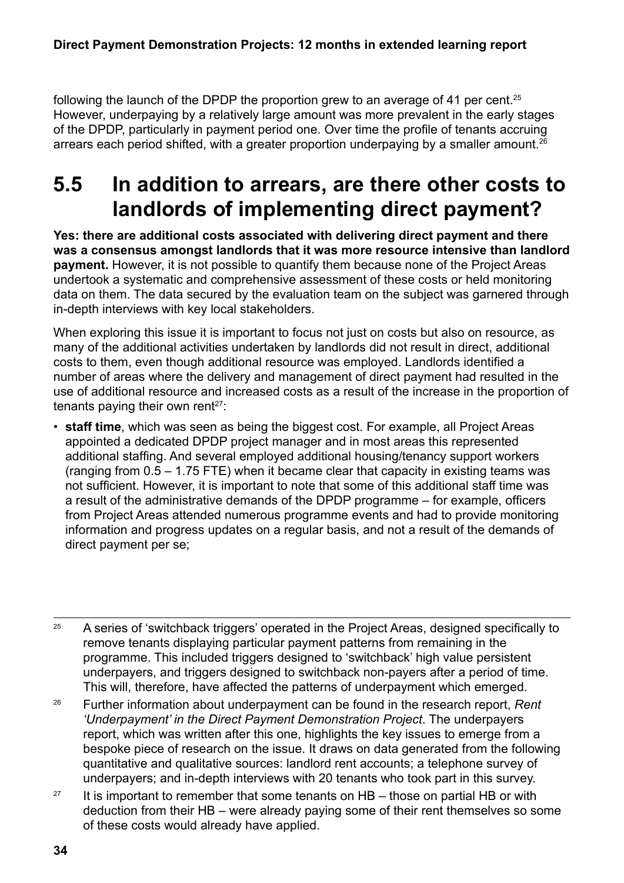following the launch of the DPDP the proportion grew to an average of 41 per cent.[25] However, underpaying by a relatively large amount was more prevalent in the early stages of the DPDP, particularly in payment period one. Over time the profile of tenants accruing arrears each period shifted, with a greater proportion underpaying by a smaller amount.[26]

## 5.5 In addition to arrears, are there other costs to landlords of implementing direct payment?

**Yes: there are additional costs associated with delivering direct payment and there was a consensus amongst landlords that it was more resource intensive than landlord payment.** However, it is not possible to quantify them because none of the Project Areas undertook a systematic and comprehensive assessment of these costs or held monitoring data on them. The data secured by the evaluation team on the subject was garnered through in-depth interviews with key local stakeholders.

When exploring this issue it is important to focus not just on costs but also on resource, as many of the additional activities undertaken by landlords did not result in direct, additional costs to them, even though additional resource was employed. Landlords identified a number of areas where the delivery and management of direct payment had resulted in the use of additional resource and increased costs as a result of the increase in the proportion of tenants paying their own rent[27]:

- **staff time**, which was seen as being the biggest cost. For example, all Project Areas appointed a dedicated DPDP project manager and in most areas this represented additional staffing. And several employed additional housing/tenancy support workers (ranging from 0.5 – 1.75 FTE) when it became clear that capacity in existing teams was not sufficient. However, it is important to note that some of this additional staff time was a result of the administrative demands of the DPDP programme – for example, officers from Project Areas attended numerous programme events and had to provide monitoring information and progress updates on a regular basis, and not a result of the demands of direct payment per se;

---

[25] A series of 'switchback triggers' operated in the Project Areas, designed specifically to remove tenants displaying particular payment patterns from remaining in the programme. This included triggers designed to 'switchback' high value persistent underpayers, and triggers designed to switchback non-payers after a period of time. This will, therefore, have affected the patterns of underpayment which emerged.

[26] Further information about underpayment can be found in the research report, *Rent 'Underpayment' in the Direct Payment Demonstration Project*. The underpayers report, which was written after this one, highlights the key issues to emerge from a bespoke piece of research on the issue. It draws on data generated from the following quantitative and qualitative sources: landlord rent accounts; a telephone survey of underpayers; and in-depth interviews with 20 tenants who took part in this survey.

[27] It is important to remember that some tenants on HB – those on partial HB or with deduction from their HB – were already paying some of their rent themselves so some of these costs would already have applied.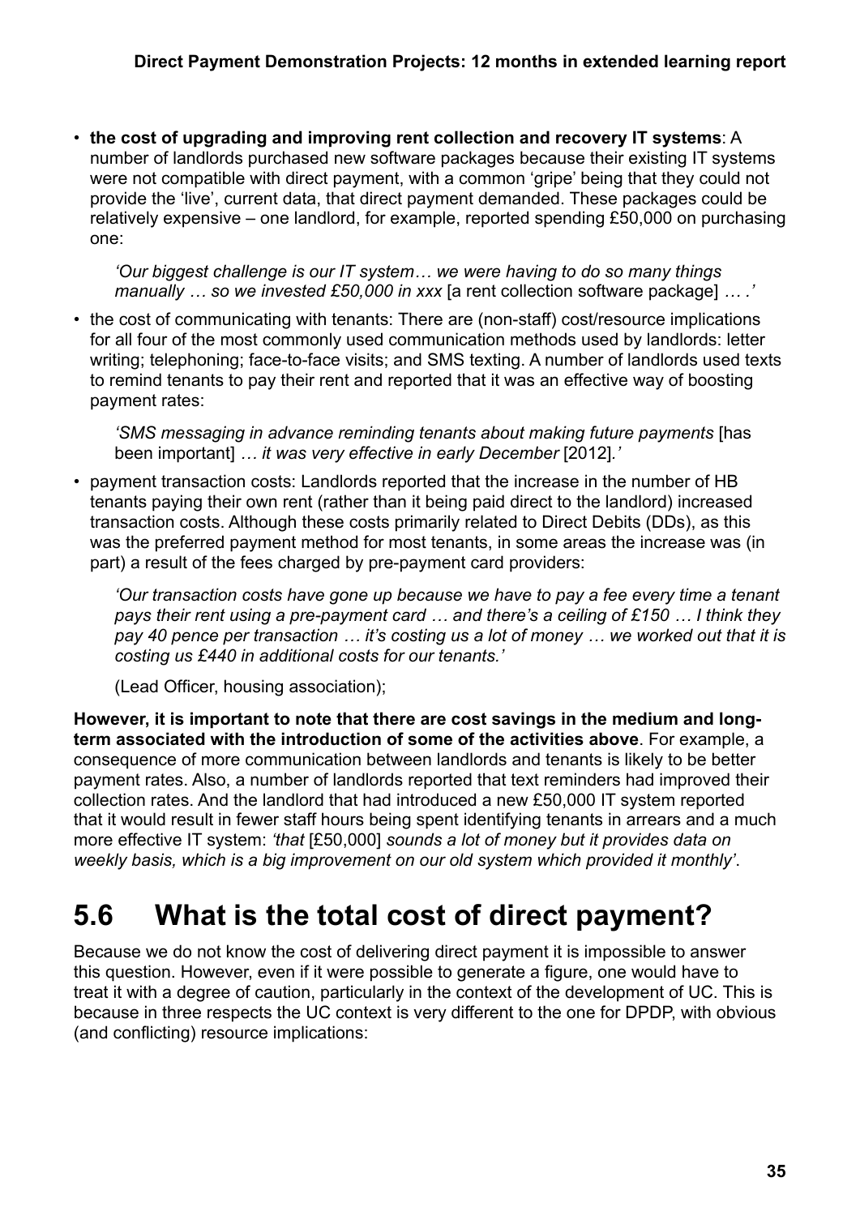- **the cost of upgrading and improving rent collection and recovery IT systems**: A number of landlords purchased new software packages because their existing IT systems were not compatible with direct payment, with a common 'gripe' being that they could not provide the 'live', current data, that direct payment demanded. These packages could be relatively expensive – one landlord, for example, reported spending £50,000 on purchasing one:

  *'Our biggest challenge is our IT system… we were having to do so many things manually … so we invested £50,000 in xxx* [a rent collection software package] *… .'*

- the cost of communicating with tenants: There are (non-staff) cost/resource implications for all four of the most commonly used communication methods used by landlords: letter writing; telephoning; face-to-face visits; and SMS texting. A number of landlords used texts to remind tenants to pay their rent and reported that it was an effective way of boosting payment rates:

  *'SMS messaging in advance reminding tenants about making future payments* [has been important] *… it was very effective in early December* [2012]*.'*

- payment transaction costs: Landlords reported that the increase in the number of HB tenants paying their own rent (rather than it being paid direct to the landlord) increased transaction costs. Although these costs primarily related to Direct Debits (DDs), as this was the preferred payment method for most tenants, in some areas the increase was (in part) a result of the fees charged by pre-payment card providers:

  *'Our transaction costs have gone up because we have to pay a fee every time a tenant pays their rent using a pre-payment card … and there's a ceiling of £150 … I think they pay 40 pence per transaction … it's costing us a lot of money … we worked out that it is costing us £440 in additional costs for our tenants.'*

  (Lead Officer, housing association);

**However, it is important to note that there are cost savings in the medium and long-term associated with the introduction of some of the activities above**. For example, a consequence of more communication between landlords and tenants is likely to be better payment rates. Also, a number of landlords reported that text reminders had improved their collection rates. And the landlord that had introduced a new £50,000 IT system reported that it would result in fewer staff hours being spent identifying tenants in arrears and a much more effective IT system: *'that* [£50,000] *sounds a lot of money but it provides data on weekly basis, which is a big improvement on our old system which provided it monthly'*.

## 5.6 What is the total cost of direct payment?

Because we do not know the cost of delivering direct payment it is impossible to answer this question. However, even if it were possible to generate a figure, one would have to treat it with a degree of caution, particularly in the context of the development of UC. This is because in three respects the UC context is very different to the one for DPDP, with obvious (and conflicting) resource implications: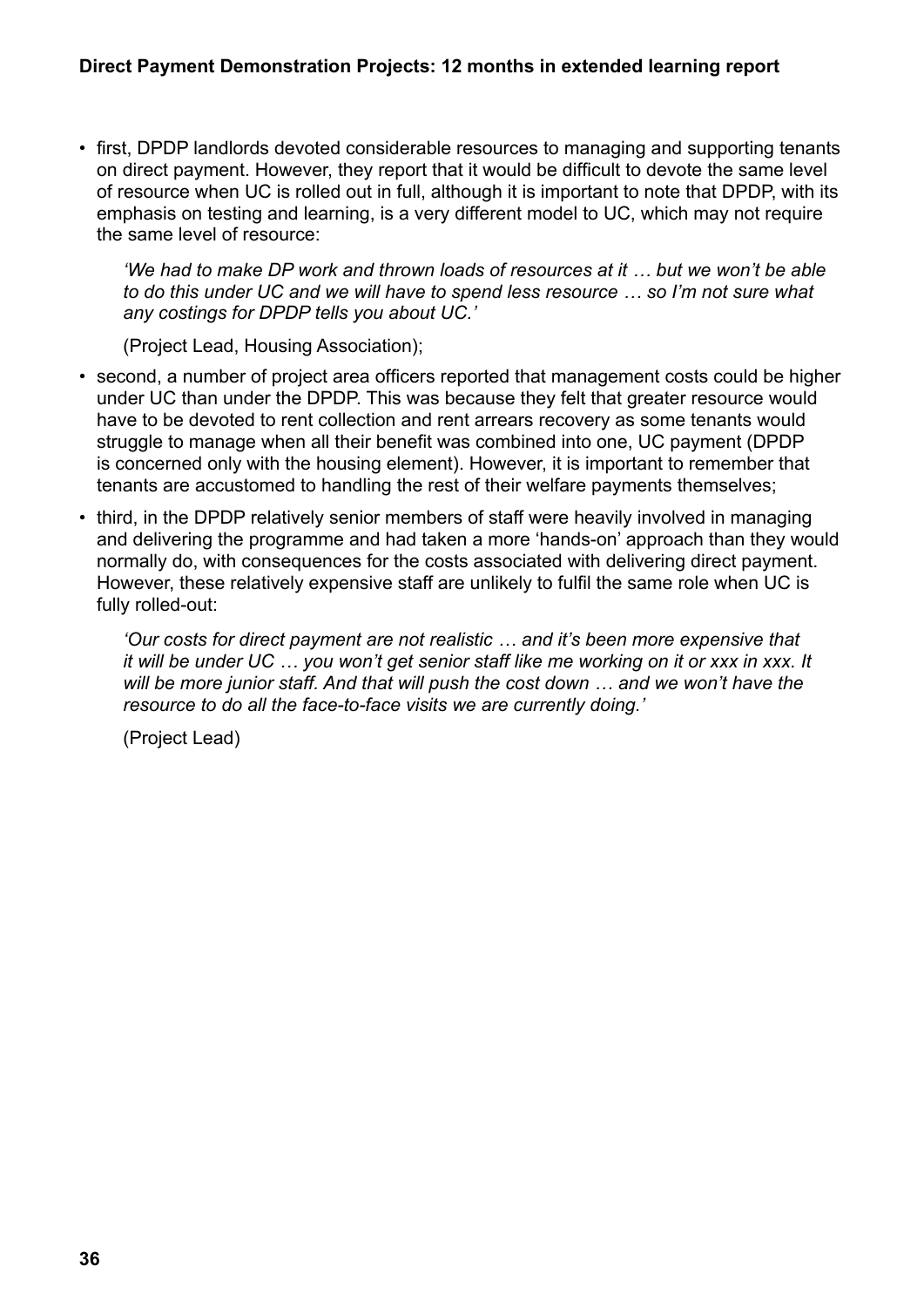- first, DPDP landlords devoted considerable resources to managing and supporting tenants on direct payment. However, they report that it would be difficult to devote the same level of resource when UC is rolled out in full, although it is important to note that DPDP, with its emphasis on testing and learning, is a very different model to UC, which may not require the same level of resource:

  *'We had to make DP work and thrown loads of resources at it … but we won't be able to do this under UC and we will have to spend less resource … so I'm not sure what any costings for DPDP tells you about UC.'*

  (Project Lead, Housing Association);

- second, a number of project area officers reported that management costs could be higher under UC than under the DPDP. This was because they felt that greater resource would have to be devoted to rent collection and rent arrears recovery as some tenants would struggle to manage when all their benefit was combined into one, UC payment (DPDP is concerned only with the housing element). However, it is important to remember that tenants are accustomed to handling the rest of their welfare payments themselves;

- third, in the DPDP relatively senior members of staff were heavily involved in managing and delivering the programme and had taken a more 'hands-on' approach than they would normally do, with consequences for the costs associated with delivering direct payment. However, these relatively expensive staff are unlikely to fulfil the same role when UC is fully rolled-out:

  *'Our costs for direct payment are not realistic … and it's been more expensive that it will be under UC … you won't get senior staff like me working on it or xxx in xxx. It will be more junior staff. And that will push the cost down … and we won't have the resource to do all the face-to-face visits we are currently doing.'*

  (Project Lead)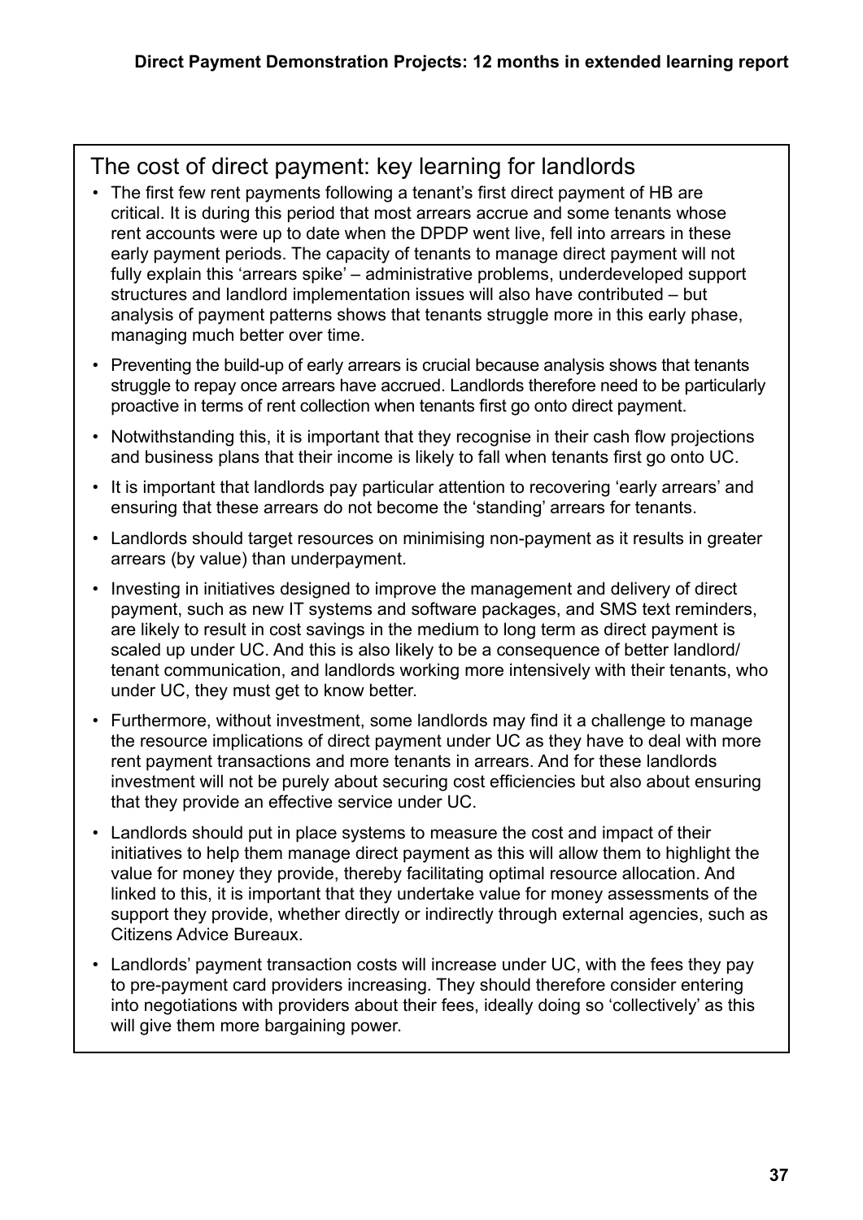## The cost of direct payment: key learning for landlords

- The first few rent payments following a tenant's first direct payment of HB are critical. It is during this period that most arrears accrue and some tenants whose rent accounts were up to date when the DPDP went live, fell into arrears in these early payment periods. The capacity of tenants to manage direct payment will not fully explain this 'arrears spike' – administrative problems, underdeveloped support structures and landlord implementation issues will also have contributed – but analysis of payment patterns shows that tenants struggle more in this early phase, managing much better over time.
- Preventing the build-up of early arrears is crucial because analysis shows that tenants struggle to repay once arrears have accrued. Landlords therefore need to be particularly proactive in terms of rent collection when tenants first go onto direct payment.
- Notwithstanding this, it is important that they recognise in their cash flow projections and business plans that their income is likely to fall when tenants first go onto UC.
- It is important that landlords pay particular attention to recovering 'early arrears' and ensuring that these arrears do not become the 'standing' arrears for tenants.
- Landlords should target resources on minimising non-payment as it results in greater arrears (by value) than underpayment.
- Investing in initiatives designed to improve the management and delivery of direct payment, such as new IT systems and software packages, and SMS text reminders, are likely to result in cost savings in the medium to long term as direct payment is scaled up under UC. And this is also likely to be a consequence of better landlord/tenant communication, and landlords working more intensively with their tenants, who under UC, they must get to know better.
- Furthermore, without investment, some landlords may find it a challenge to manage the resource implications of direct payment under UC as they have to deal with more rent payment transactions and more tenants in arrears. And for these landlords investment will not be purely about securing cost efficiencies but also about ensuring that they provide an effective service under UC.
- Landlords should put in place systems to measure the cost and impact of their initiatives to help them manage direct payment as this will allow them to highlight the value for money they provide, thereby facilitating optimal resource allocation. And linked to this, it is important that they undertake value for money assessments of the support they provide, whether directly or indirectly through external agencies, such as Citizens Advice Bureaux.
- Landlords' payment transaction costs will increase under UC, with the fees they pay to pre-payment card providers increasing. They should therefore consider entering into negotiations with providers about their fees, ideally doing so 'collectively' as this will give them more bargaining power.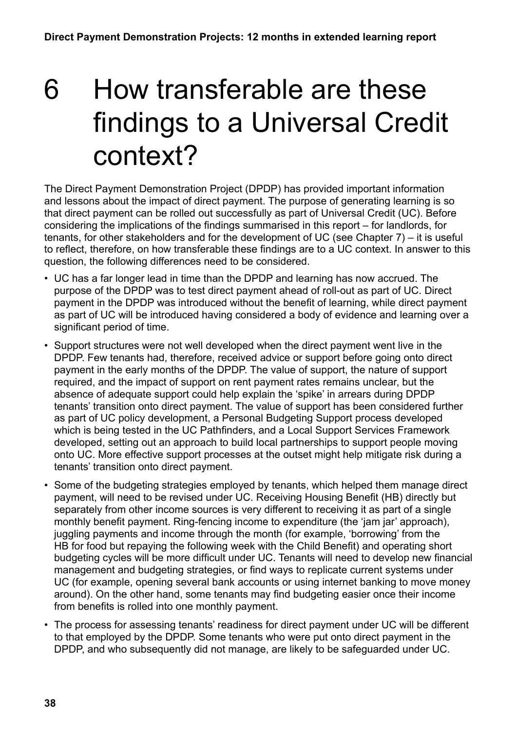# 6 How transferable are these findings to a Universal Credit context?

The Direct Payment Demonstration Project (DPDP) has provided important information and lessons about the impact of direct payment. The purpose of generating learning is so that direct payment can be rolled out successfully as part of Universal Credit (UC). Before considering the implications of the findings summarised in this report – for landlords, for tenants, for other stakeholders and for the development of UC (see Chapter 7) – it is useful to reflect, therefore, on how transferable these findings are to a UC context. In answer to this question, the following differences need to be considered.

- UC has a far longer lead in time than the DPDP and learning has now accrued. The purpose of the DPDP was to test direct payment ahead of roll-out as part of UC. Direct payment in the DPDP was introduced without the benefit of learning, while direct payment as part of UC will be introduced having considered a body of evidence and learning over a significant period of time.
- Support structures were not well developed when the direct payment went live in the DPDP. Few tenants had, therefore, received advice or support before going onto direct payment in the early months of the DPDP. The value of support, the nature of support required, and the impact of support on rent payment rates remains unclear, but the absence of adequate support could help explain the 'spike' in arrears during DPDP tenants' transition onto direct payment. The value of support has been considered further as part of UC policy development, a Personal Budgeting Support process developed which is being tested in the UC Pathfinders, and a Local Support Services Framework developed, setting out an approach to build local partnerships to support people moving onto UC. More effective support processes at the outset might help mitigate risk during a tenants' transition onto direct payment.
- Some of the budgeting strategies employed by tenants, which helped them manage direct payment, will need to be revised under UC. Receiving Housing Benefit (HB) directly but separately from other income sources is very different to receiving it as part of a single monthly benefit payment. Ring-fencing income to expenditure (the 'jam jar' approach), juggling payments and income through the month (for example, 'borrowing' from the HB for food but repaying the following week with the Child Benefit) and operating short budgeting cycles will be more difficult under UC. Tenants will need to develop new financial management and budgeting strategies, or find ways to replicate current systems under UC (for example, opening several bank accounts or using internet banking to move money around). On the other hand, some tenants may find budgeting easier once their income from benefits is rolled into one monthly payment.
- The process for assessing tenants' readiness for direct payment under UC will be different to that employed by the DPDP. Some tenants who were put onto direct payment in the DPDP, and who subsequently did not manage, are likely to be safeguarded under UC.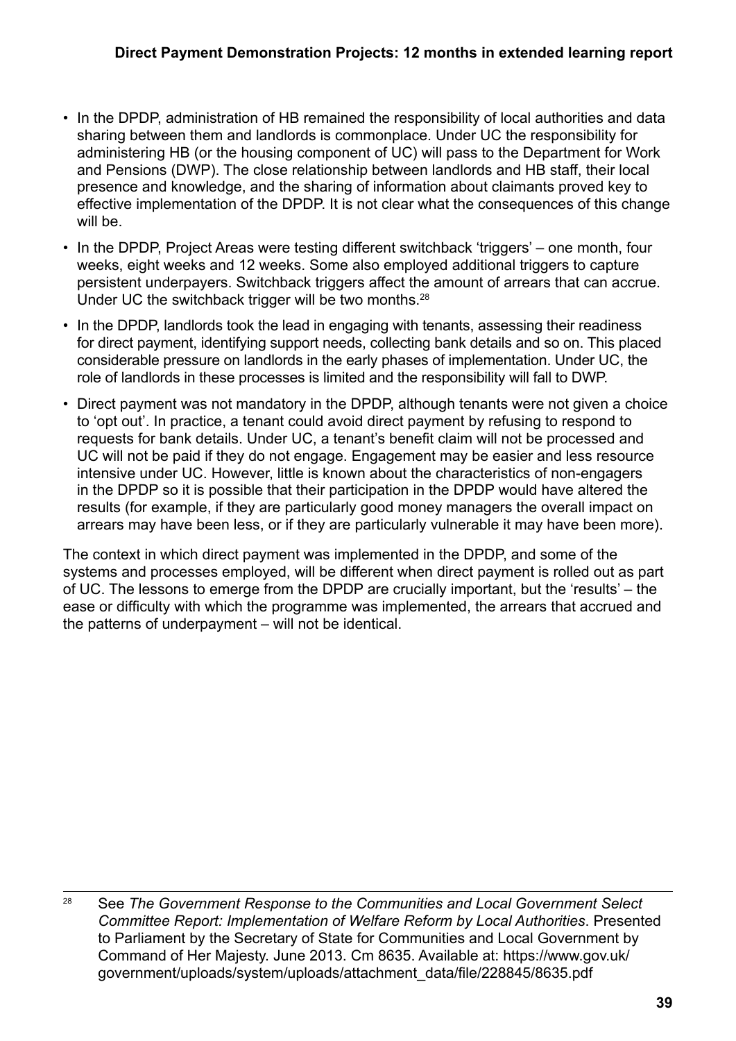- In the DPDP, administration of HB remained the responsibility of local authorities and data sharing between them and landlords is commonplace. Under UC the responsibility for administering HB (or the housing component of UC) will pass to the Department for Work and Pensions (DWP). The close relationship between landlords and HB staff, their local presence and knowledge, and the sharing of information about claimants proved key to effective implementation of the DPDP. It is not clear what the consequences of this change will be.
- In the DPDP, Project Areas were testing different switchback 'triggers' – one month, four weeks, eight weeks and 12 weeks. Some also employed additional triggers to capture persistent underpayers. Switchback triggers affect the amount of arrears that can accrue. Under UC the switchback trigger will be two months.[28]
- In the DPDP, landlords took the lead in engaging with tenants, assessing their readiness for direct payment, identifying support needs, collecting bank details and so on. This placed considerable pressure on landlords in the early phases of implementation. Under UC, the role of landlords in these processes is limited and the responsibility will fall to DWP.
- Direct payment was not mandatory in the DPDP, although tenants were not given a choice to 'opt out'. In practice, a tenant could avoid direct payment by refusing to respond to requests for bank details. Under UC, a tenant's benefit claim will not be processed and UC will not be paid if they do not engage. Engagement may be easier and less resource intensive under UC. However, little is known about the characteristics of non-engagers in the DPDP so it is possible that their participation in the DPDP would have altered the results (for example, if they are particularly good money managers the overall impact on arrears may have been less, or if they are particularly vulnerable it may have been more).

The context in which direct payment was implemented in the DPDP, and some of the systems and processes employed, will be different when direct payment is rolled out as part of UC. The lessons to emerge from the DPDP are crucially important, but the 'results' – the ease or difficulty with which the programme was implemented, the arrears that accrued and the patterns of underpayment – will not be identical.

---

[28] See *The Government Response to the Communities and Local Government Select Committee Report: Implementation of Welfare Reform by Local Authorities*. Presented to Parliament by the Secretary of State for Communities and Local Government by Command of Her Majesty. June 2013. Cm 8635. Available at: https://www.gov.uk/government/uploads/system/uploads/attachment_data/file/228845/8635.pdf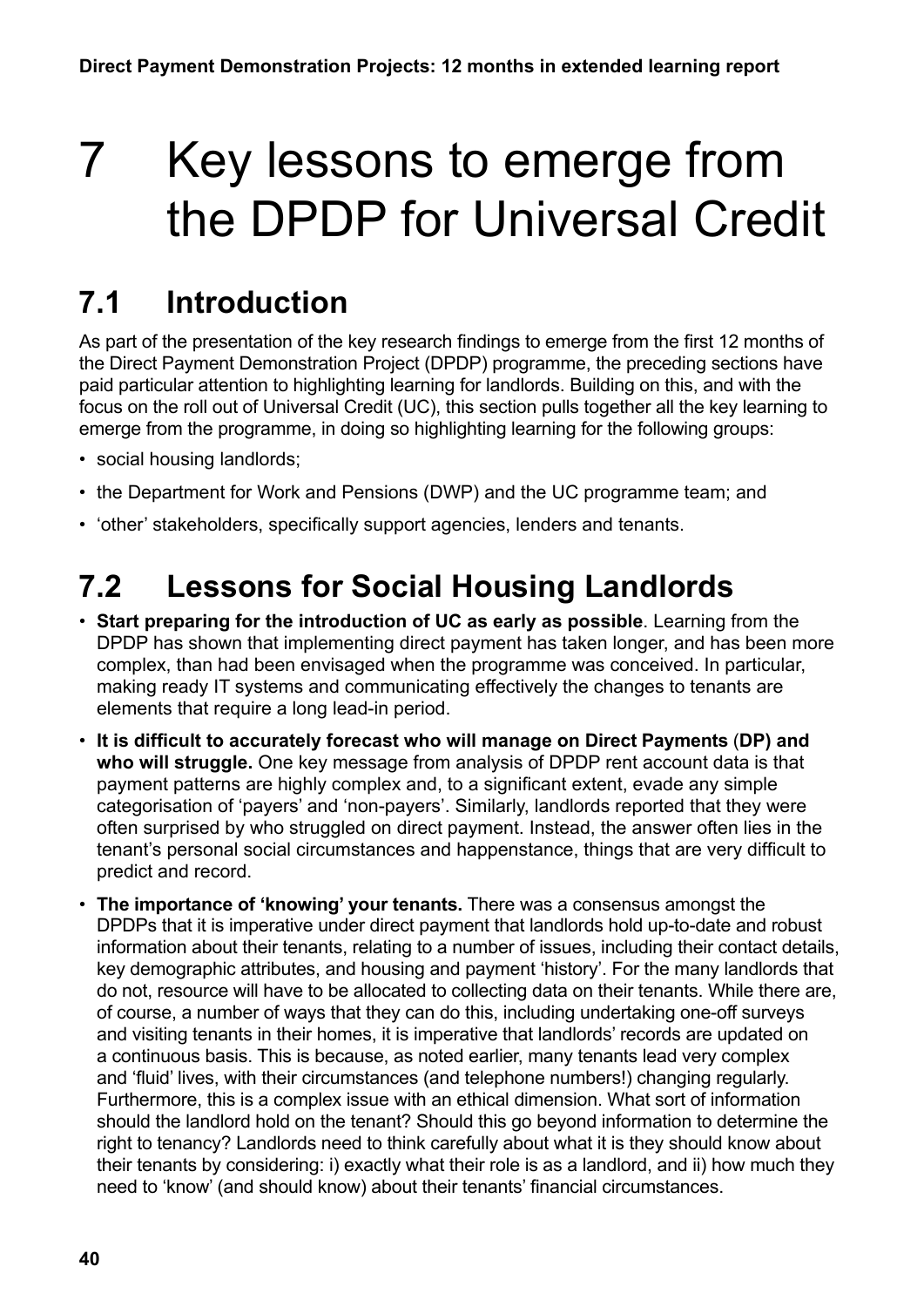# 7 Key lessons to emerge from the DPDP for Universal Credit

## 7.1 Introduction

As part of the presentation of the key research findings to emerge from the first 12 months of the Direct Payment Demonstration Project (DPDP) programme, the preceding sections have paid particular attention to highlighting learning for landlords. Building on this, and with the focus on the roll out of Universal Credit (UC), this section pulls together all the key learning to emerge from the programme, in doing so highlighting learning for the following groups:

- social housing landlords;
- the Department for Work and Pensions (DWP) and the UC programme team; and
- 'other' stakeholders, specifically support agencies, lenders and tenants.

## 7.2 Lessons for Social Housing Landlords

- **Start preparing for the introduction of UC as early as possible**. Learning from the DPDP has shown that implementing direct payment has taken longer, and has been more complex, than had been envisaged when the programme was conceived. In particular, making ready IT systems and communicating effectively the changes to tenants are elements that require a long lead-in period.
- **It is difficult to accurately forecast who will manage on Direct Payments (DP) and who will struggle.** One key message from analysis of DPDP rent account data is that payment patterns are highly complex and, to a significant extent, evade any simple categorisation of 'payers' and 'non-payers'. Similarly, landlords reported that they were often surprised by who struggled on direct payment. Instead, the answer often lies in the tenant's personal social circumstances and happenstance, things that are very difficult to predict and record.
- **The importance of 'knowing' your tenants.** There was a consensus amongst the DPDPs that it is imperative under direct payment that landlords hold up-to-date and robust information about their tenants, relating to a number of issues, including their contact details, key demographic attributes, and housing and payment 'history'. For the many landlords that do not, resource will have to be allocated to collecting data on their tenants. While there are, of course, a number of ways that they can do this, including undertaking one-off surveys and visiting tenants in their homes, it is imperative that landlords' records are updated on a continuous basis. This is because, as noted earlier, many tenants lead very complex and 'fluid' lives, with their circumstances (and telephone numbers!) changing regularly. Furthermore, this is a complex issue with an ethical dimension. What sort of information should the landlord hold on the tenant? Should this go beyond information to determine the right to tenancy? Landlords need to think carefully about what it is they should know about their tenants by considering: i) exactly what their role is as a landlord, and ii) how much they need to 'know' (and should know) about their tenants' financial circumstances.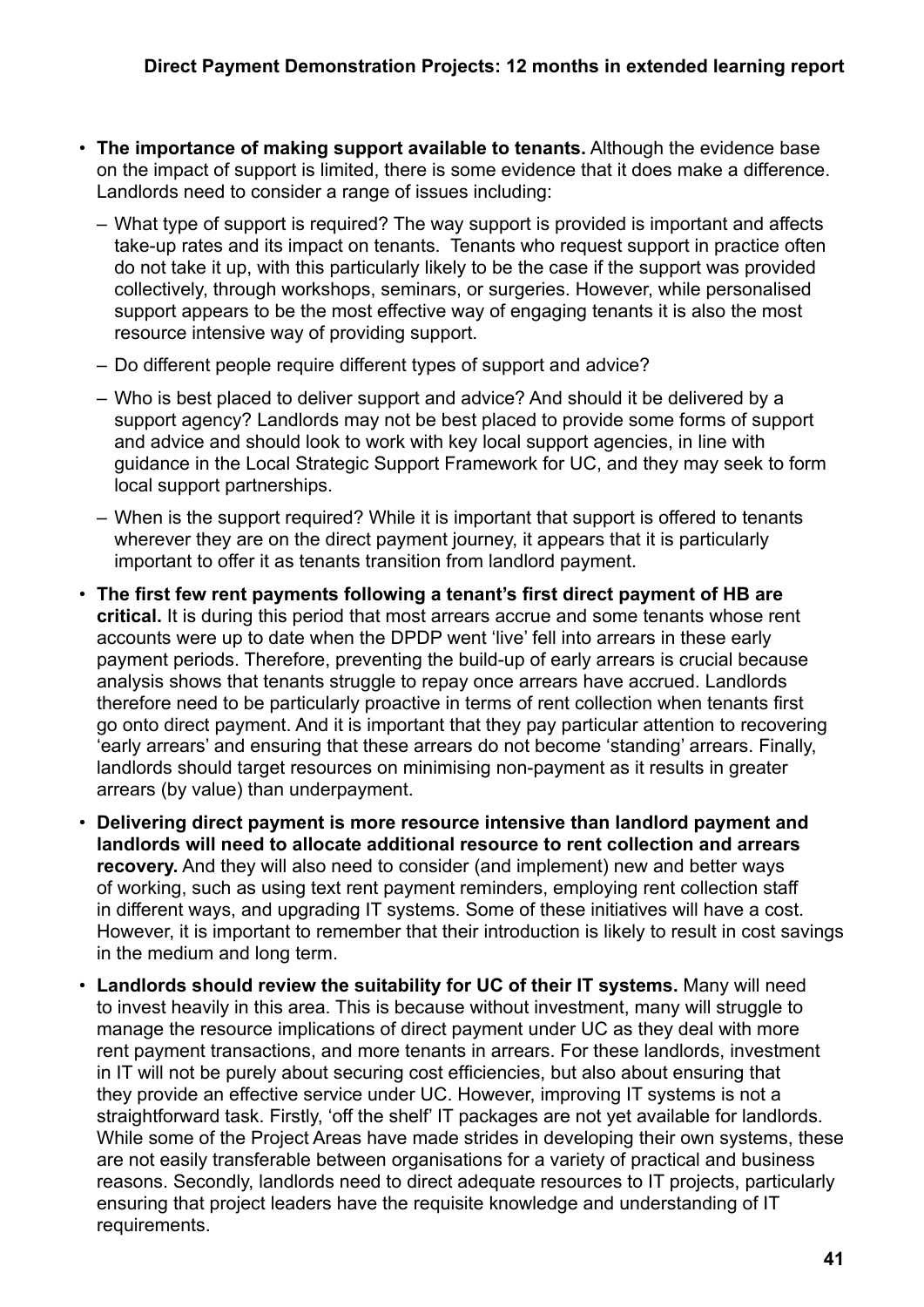- **The importance of making support available to tenants.** Although the evidence base on the impact of support is limited, there is some evidence that it does make a difference. Landlords need to consider a range of issues including:
  - What type of support is required? The way support is provided is important and affects take-up rates and its impact on tenants. Tenants who request support in practice often do not take it up, with this particularly likely to be the case if the support was provided collectively, through workshops, seminars, or surgeries. However, while personalised support appears to be the most effective way of engaging tenants it is also the most resource intensive way of providing support.
  - Do different people require different types of support and advice?
  - Who is best placed to deliver support and advice? And should it be delivered by a support agency? Landlords may not be best placed to provide some forms of support and advice and should look to work with key local support agencies, in line with guidance in the Local Strategic Support Framework for UC, and they may seek to form local support partnerships.
  - When is the support required? While it is important that support is offered to tenants wherever they are on the direct payment journey, it appears that it is particularly important to offer it as tenants transition from landlord payment.
- **The first few rent payments following a tenant's first direct payment of HB are critical.** It is during this period that most arrears accrue and some tenants whose rent accounts were up to date when the DPDP went 'live' fell into arrears in these early payment periods. Therefore, preventing the build-up of early arrears is crucial because analysis shows that tenants struggle to repay once arrears have accrued. Landlords therefore need to be particularly proactive in terms of rent collection when tenants first go onto direct payment. And it is important that they pay particular attention to recovering 'early arrears' and ensuring that these arrears do not become 'standing' arrears. Finally, landlords should target resources on minimising non-payment as it results in greater arrears (by value) than underpayment.
- **Delivering direct payment is more resource intensive than landlord payment and landlords will need to allocate additional resource to rent collection and arrears recovery.** And they will also need to consider (and implement) new and better ways of working, such as using text rent payment reminders, employing rent collection staff in different ways, and upgrading IT systems. Some of these initiatives will have a cost. However, it is important to remember that their introduction is likely to result in cost savings in the medium and long term.
- **Landlords should review the suitability for UC of their IT systems.** Many will need to invest heavily in this area. This is because without investment, many will struggle to manage the resource implications of direct payment under UC as they deal with more rent payment transactions, and more tenants in arrears. For these landlords, investment in IT will not be purely about securing cost efficiencies, but also about ensuring that they provide an effective service under UC. However, improving IT systems is not a straightforward task. Firstly, 'off the shelf' IT packages are not yet available for landlords. While some of the Project Areas have made strides in developing their own systems, these are not easily transferable between organisations for a variety of practical and business reasons. Secondly, landlords need to direct adequate resources to IT projects, particularly ensuring that project leaders have the requisite knowledge and understanding of IT requirements.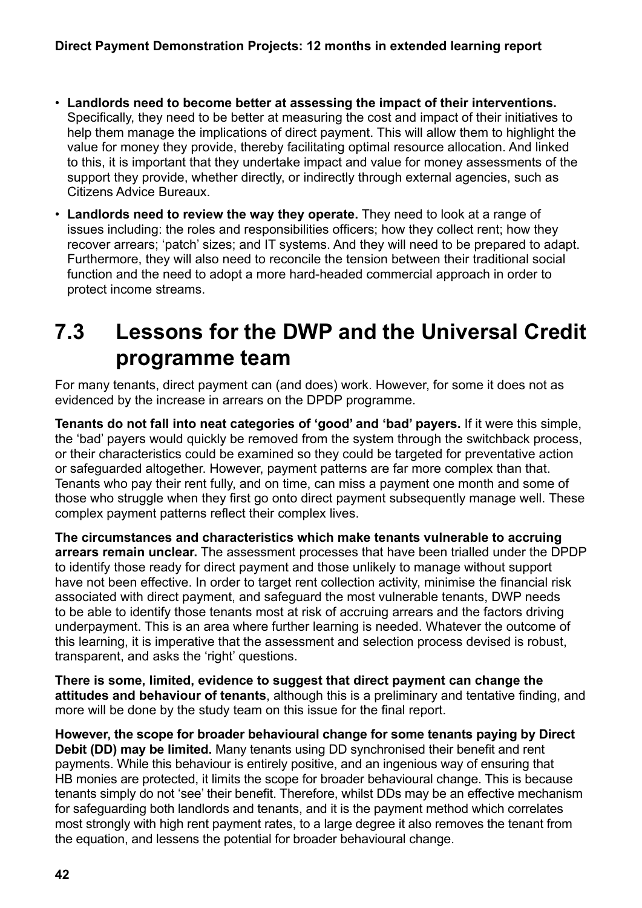- **Landlords need to become better at assessing the impact of their interventions.** Specifically, they need to be better at measuring the cost and impact of their initiatives to help them manage the implications of direct payment. This will allow them to highlight the value for money they provide, thereby facilitating optimal resource allocation. And linked to this, it is important that they undertake impact and value for money assessments of the support they provide, whether directly, or indirectly through external agencies, such as Citizens Advice Bureaux.
- **Landlords need to review the way they operate.** They need to look at a range of issues including: the roles and responsibilities officers; how they collect rent; how they recover arrears; 'patch' sizes; and IT systems. And they will need to be prepared to adapt. Furthermore, they will also need to reconcile the tension between their traditional social function and the need to adopt a more hard-headed commercial approach in order to protect income streams.

## 7.3 Lessons for the DWP and the Universal Credit programme team

For many tenants, direct payment can (and does) work. However, for some it does not as evidenced by the increase in arrears on the DPDP programme.

**Tenants do not fall into neat categories of 'good' and 'bad' payers.** If it were this simple, the 'bad' payers would quickly be removed from the system through the switchback process, or their characteristics could be examined so they could be targeted for preventative action or safeguarded altogether. However, payment patterns are far more complex than that. Tenants who pay their rent fully, and on time, can miss a payment one month and some of those who struggle when they first go onto direct payment subsequently manage well. These complex payment patterns reflect their complex lives.

**The circumstances and characteristics which make tenants vulnerable to accruing arrears remain unclear.** The assessment processes that have been trialled under the DPDP to identify those ready for direct payment and those unlikely to manage without support have not been effective. In order to target rent collection activity, minimise the financial risk associated with direct payment, and safeguard the most vulnerable tenants, DWP needs to be able to identify those tenants most at risk of accruing arrears and the factors driving underpayment. This is an area where further learning is needed. Whatever the outcome of this learning, it is imperative that the assessment and selection process devised is robust, transparent, and asks the 'right' questions.

**There is some, limited, evidence to suggest that direct payment can change the attitudes and behaviour of tenants**, although this is a preliminary and tentative finding, and more will be done by the study team on this issue for the final report.

**However, the scope for broader behavioural change for some tenants paying by Direct Debit (DD) may be limited.** Many tenants using DD synchronised their benefit and rent payments. While this behaviour is entirely positive, and an ingenious way of ensuring that HB monies are protected, it limits the scope for broader behavioural change. This is because tenants simply do not 'see' their benefit. Therefore, whilst DDs may be an effective mechanism for safeguarding both landlords and tenants, and it is the payment method which correlates most strongly with high rent payment rates, to a large degree it also removes the tenant from the equation, and lessens the potential for broader behavioural change.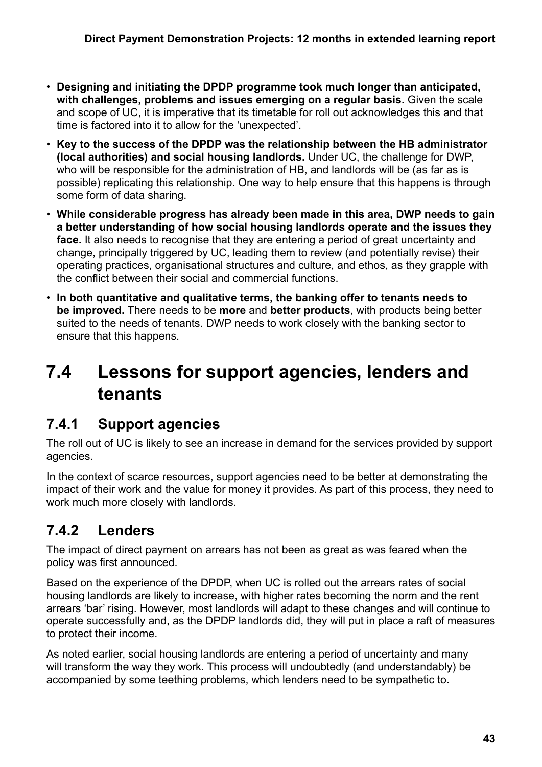- **Designing and initiating the DPDP programme took much longer than anticipated, with challenges, problems and issues emerging on a regular basis.** Given the scale and scope of UC, it is imperative that its timetable for roll out acknowledges this and that time is factored into it to allow for the 'unexpected'.
- **Key to the success of the DPDP was the relationship between the HB administrator (local authorities) and social housing landlords.** Under UC, the challenge for DWP, who will be responsible for the administration of HB, and landlords will be (as far as is possible) replicating this relationship. One way to help ensure that this happens is through some form of data sharing.
- **While considerable progress has already been made in this area, DWP needs to gain a better understanding of how social housing landlords operate and the issues they face.** It also needs to recognise that they are entering a period of great uncertainty and change, principally triggered by UC, leading them to review (and potentially revise) their operating practices, organisational structures and culture, and ethos, as they grapple with the conflict between their social and commercial functions.
- **In both quantitative and qualitative terms, the banking offer to tenants needs to be improved.** There needs to be **more** and **better products**, with products being better suited to the needs of tenants. DWP needs to work closely with the banking sector to ensure that this happens.

## 7.4 Lessons for support agencies, lenders and tenants

### 7.4.1 Support agencies

The roll out of UC is likely to see an increase in demand for the services provided by support agencies.

In the context of scarce resources, support agencies need to be better at demonstrating the impact of their work and the value for money it provides. As part of this process, they need to work much more closely with landlords.

### 7.4.2 Lenders

The impact of direct payment on arrears has not been as great as was feared when the policy was first announced.

Based on the experience of the DPDP, when UC is rolled out the arrears rates of social housing landlords are likely to increase, with higher rates becoming the norm and the rent arrears 'bar' rising. However, most landlords will adapt to these changes and will continue to operate successfully and, as the DPDP landlords did, they will put in place a raft of measures to protect their income.

As noted earlier, social housing landlords are entering a period of uncertainty and many will transform the way they work. This process will undoubtedly (and understandably) be accompanied by some teething problems, which lenders need to be sympathetic to.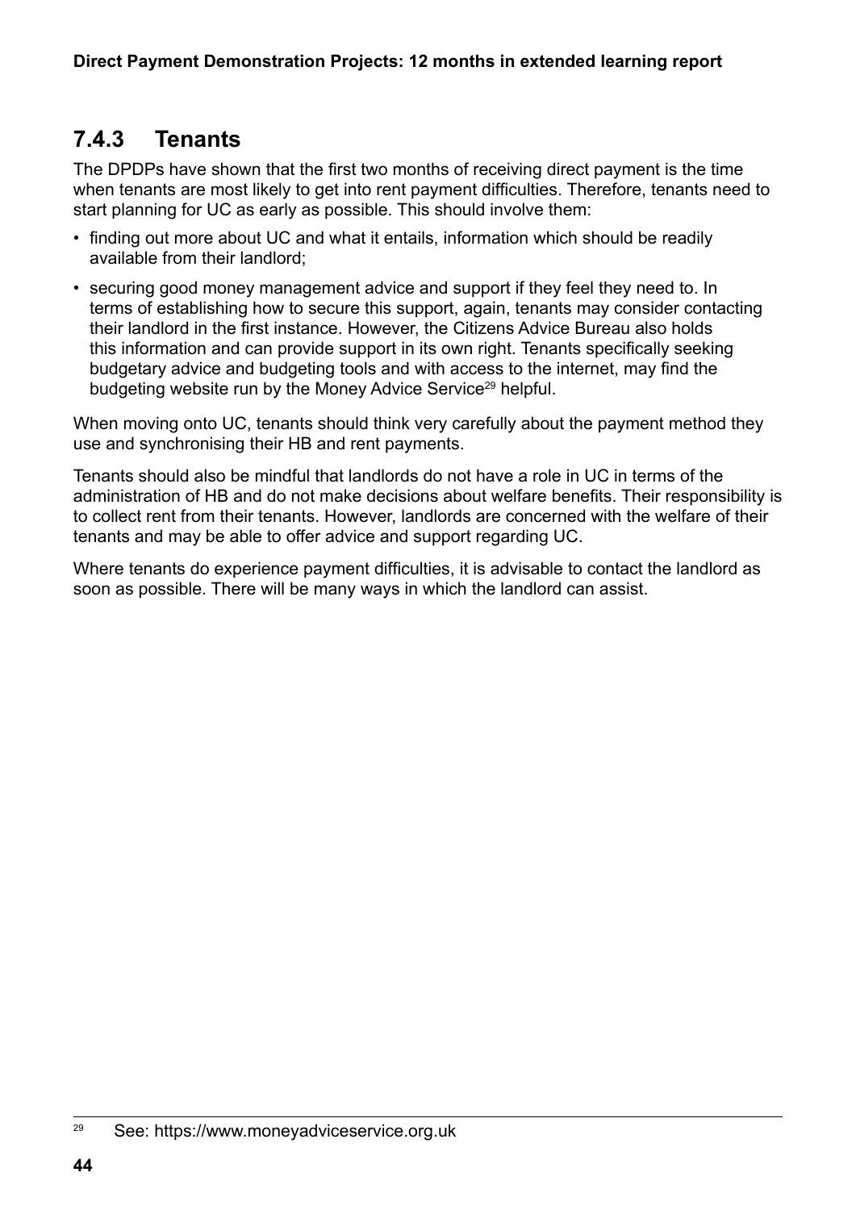## 7.4.3 Tenants

The DPDPs have shown that the first two months of receiving direct payment is the time when tenants are most likely to get into rent payment difficulties. Therefore, tenants need to start planning for UC as early as possible. This should involve them:

- finding out more about UC and what it entails, information which should be readily available from their landlord;
- securing good money management advice and support if they feel they need to. In terms of establishing how to secure this support, again, tenants may consider contacting their landlord in the first instance. However, the Citizens Advice Bureau also holds this information and can provide support in its own right. Tenants specifically seeking budgetary advice and budgeting tools and with access to the internet, may find the budgeting website run by the Money Advice Service[29] helpful.

When moving onto UC, tenants should think very carefully about the payment method they use and synchronising their HB and rent payments.

Tenants should also be mindful that landlords do not have a role in UC in terms of the administration of HB and do not make decisions about welfare benefits. Their responsibility is to collect rent from their tenants. However, landlords are concerned with the welfare of their tenants and may be able to offer advice and support regarding UC.

Where tenants do experience payment difficulties, it is advisable to contact the landlord as soon as possible. There will be many ways in which the landlord can assist.

[29] See: https://www.moneyadviceservice.org.uk